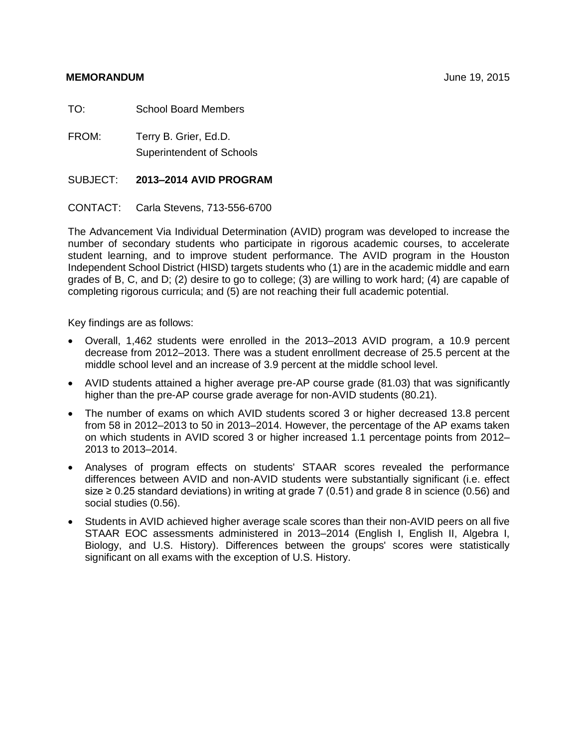**MEMORANDUM** June 19, 2015

TO: School Board Members

FROM: Terry B. Grier, Ed.D.
Superintendent of Schools

SUBJECT: **2013–2014 AVID PROGRAM**

CONTACT: Carla Stevens, 713-556-6700

The Advancement Via Individual Determination (AVID) program was developed to increase the number of secondary students who participate in rigorous academic courses, to accelerate student learning, and to improve student performance. The AVID program in the Houston Independent School District (HISD) targets students who (1) are in the academic middle and earn grades of B, C, and D; (2) desire to go to college; (3) are willing to work hard; (4) are capable of completing rigorous curricula; and (5) are not reaching their full academic potential.

Key findings are as follows:

- Overall, 1,462 students were enrolled in the 2013–2013 AVID program, a 10.9 percent decrease from 2012–2013. There was a student enrollment decrease of 25.5 percent at the middle school level and an increase of 3.9 percent at the middle school level.
- AVID students attained a higher average pre-AP course grade (81.03) that was significantly higher than the pre-AP course grade average for non-AVID students (80.21).
- The number of exams on which AVID students scored 3 or higher decreased 13.8 percent from 58 in 2012–2013 to 50 in 2013–2014. However, the percentage of the AP exams taken on which students in AVID scored 3 or higher increased 1.1 percentage points from 2012–2013 to 2013–2014.
- Analyses of program effects on students' STAAR scores revealed the performance differences between AVID and non-AVID students were substantially significant (i.e. effect size ≥ 0.25 standard deviations) in writing at grade 7 (0.51) and grade 8 in science (0.56) and social studies (0.56).
- Students in AVID achieved higher average scale scores than their non-AVID peers on all five STAAR EOC assessments administered in 2013–2014 (English I, English II, Algebra I, Biology, and U.S. History). Differences between the groups' scores were statistically significant on all exams with the exception of U.S. History.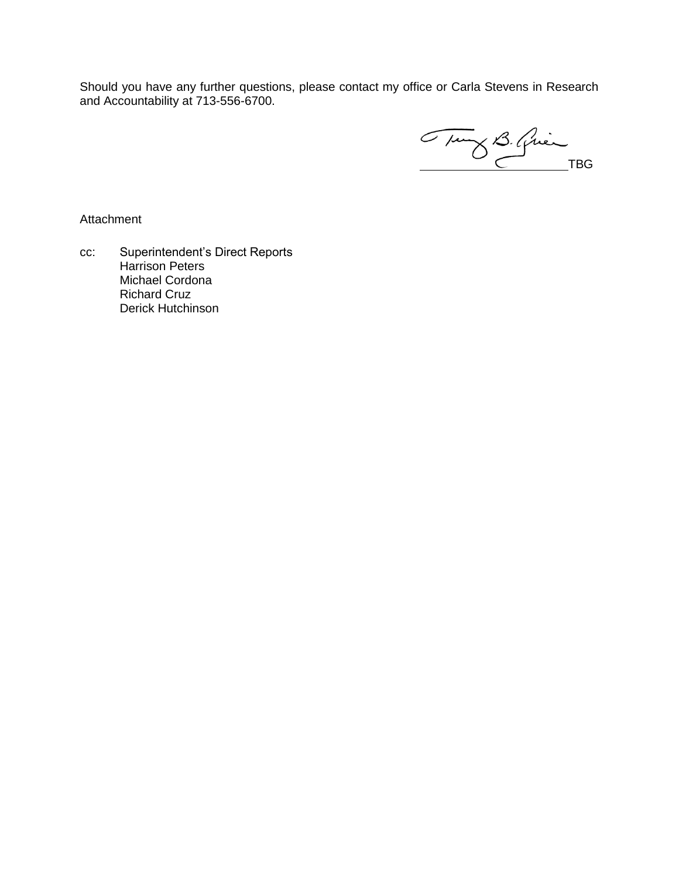Should you have any further questions, please contact my office or Carla Stevens in Research and Accountability at 713-556-6700.

TBG

Attachment

cc: Superintendent's Direct Reports
Harrison Peters
Michael Cordona
Richard Cruz
Derick Hutchinson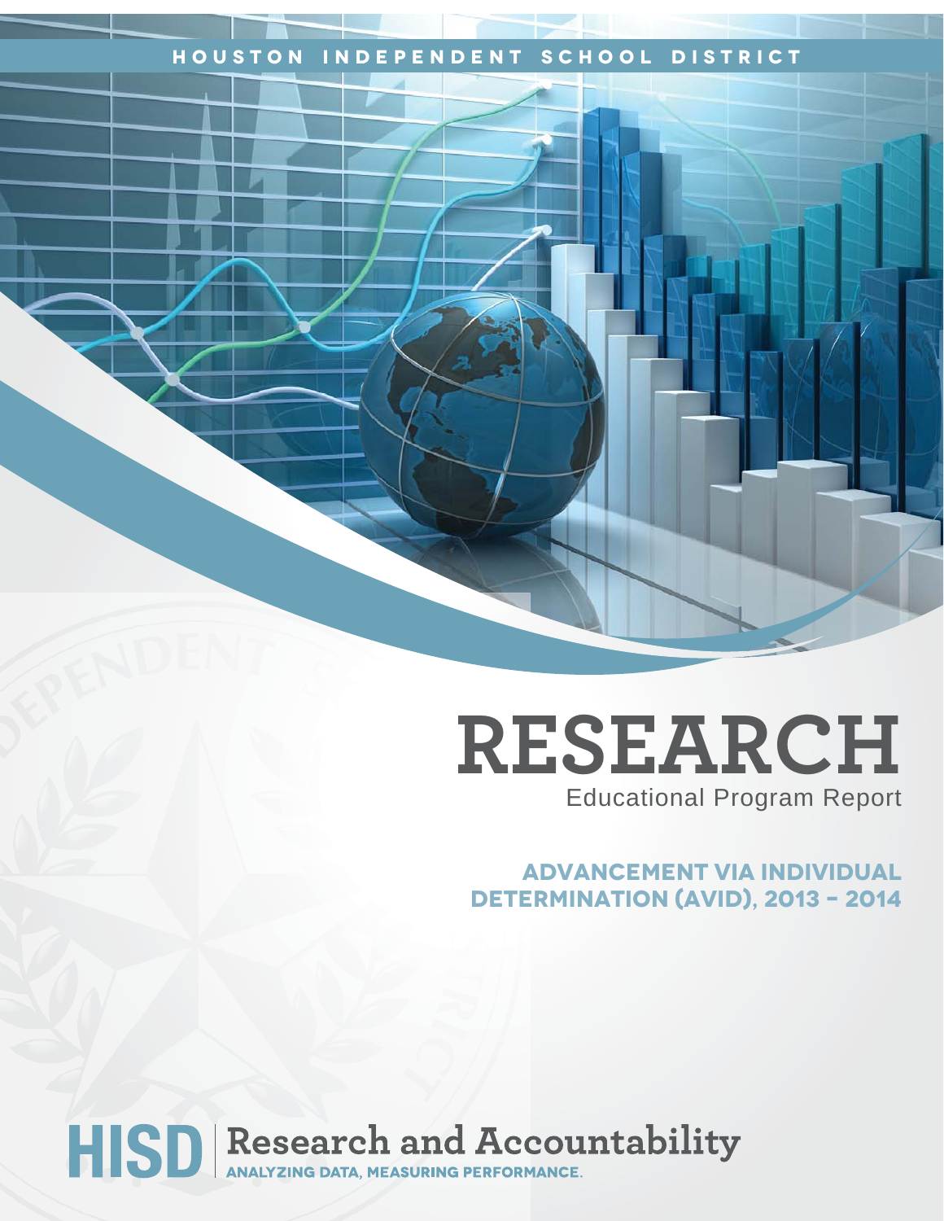HOUSTON INDEPENDENT SCHOOL DISTRICT

# RESEARCH

Educational Program Report

## ADVANCEMENT VIA INDIVIDUAL DETERMINATION (AVID), 2013 – 2014

HISD | Research and Accountability

ANALYZING DATA, MEASURING PERFORMANCE.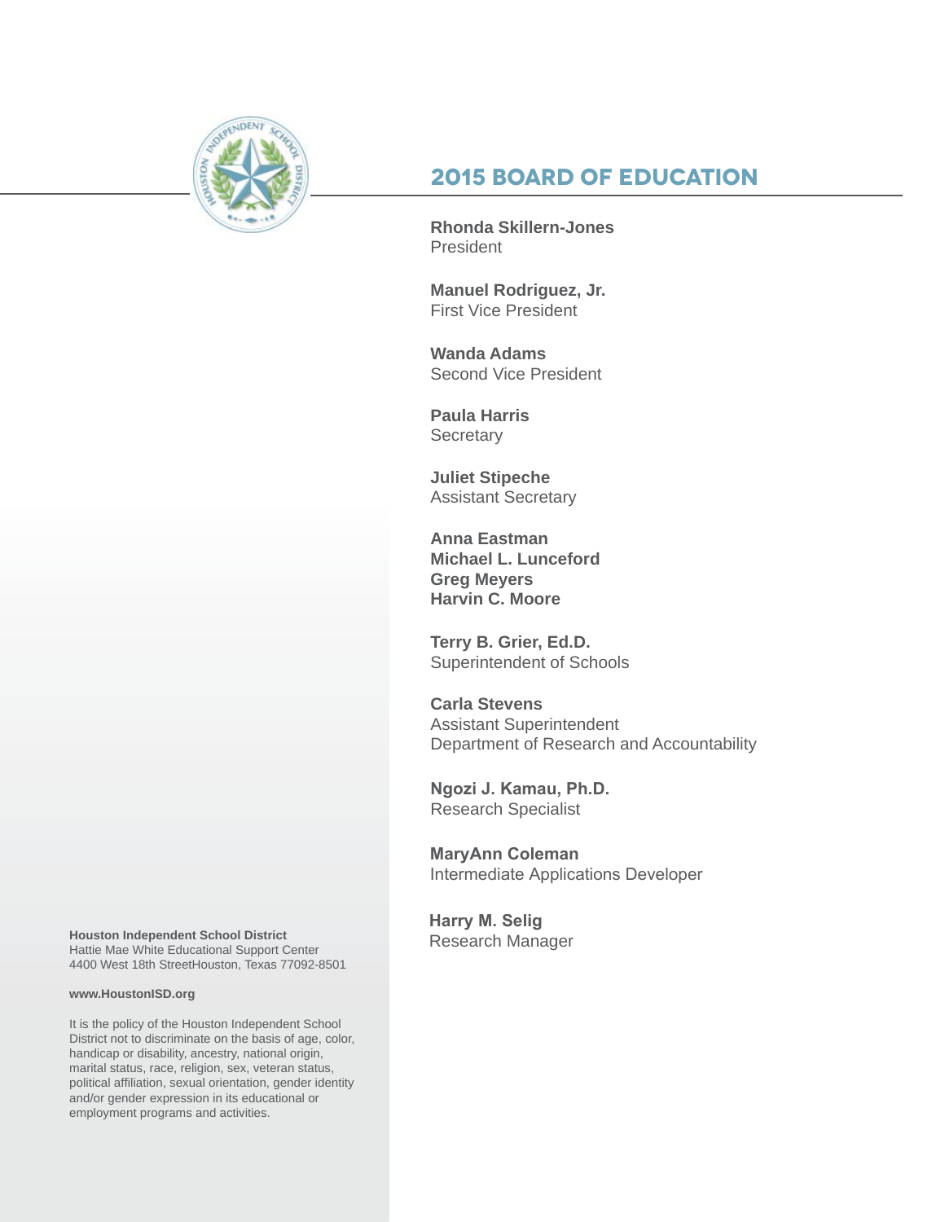## 2015 BOARD OF EDUCATION

**Rhonda Skillern-Jones**
President

**Manuel Rodriguez, Jr.**
First Vice President

**Wanda Adams**
Second Vice President

**Paula Harris**
Secretary

**Juliet Stipeche**
Assistant Secretary

**Anna Eastman**
**Michael L. Lunceford**
**Greg Meyers**
**Harvin C. Moore**

**Terry B. Grier, Ed.D.**
Superintendent of Schools

**Carla Stevens**
Assistant Superintendent
Department of Research and Accountability

**Ngozi J. Kamau, Ph.D.**
Research Specialist

**MaryAnn Coleman**
Intermediate Applications Developer

**Harry M. Selig**
Research Manager

**Houston Independent School District**
Hattie Mae White Educational Support Center
4400 West 18th StreetHouston, Texas 77092-8501

**www.HoustonISD.org**

It is the policy of the Houston Independent School District not to discriminate on the basis of age, color, handicap or disability, ancestry, national origin, marital status, race, religion, sex, veteran status, political affiliation, sexual orientation, gender identity and/or gender expression in its educational or employment programs and activities.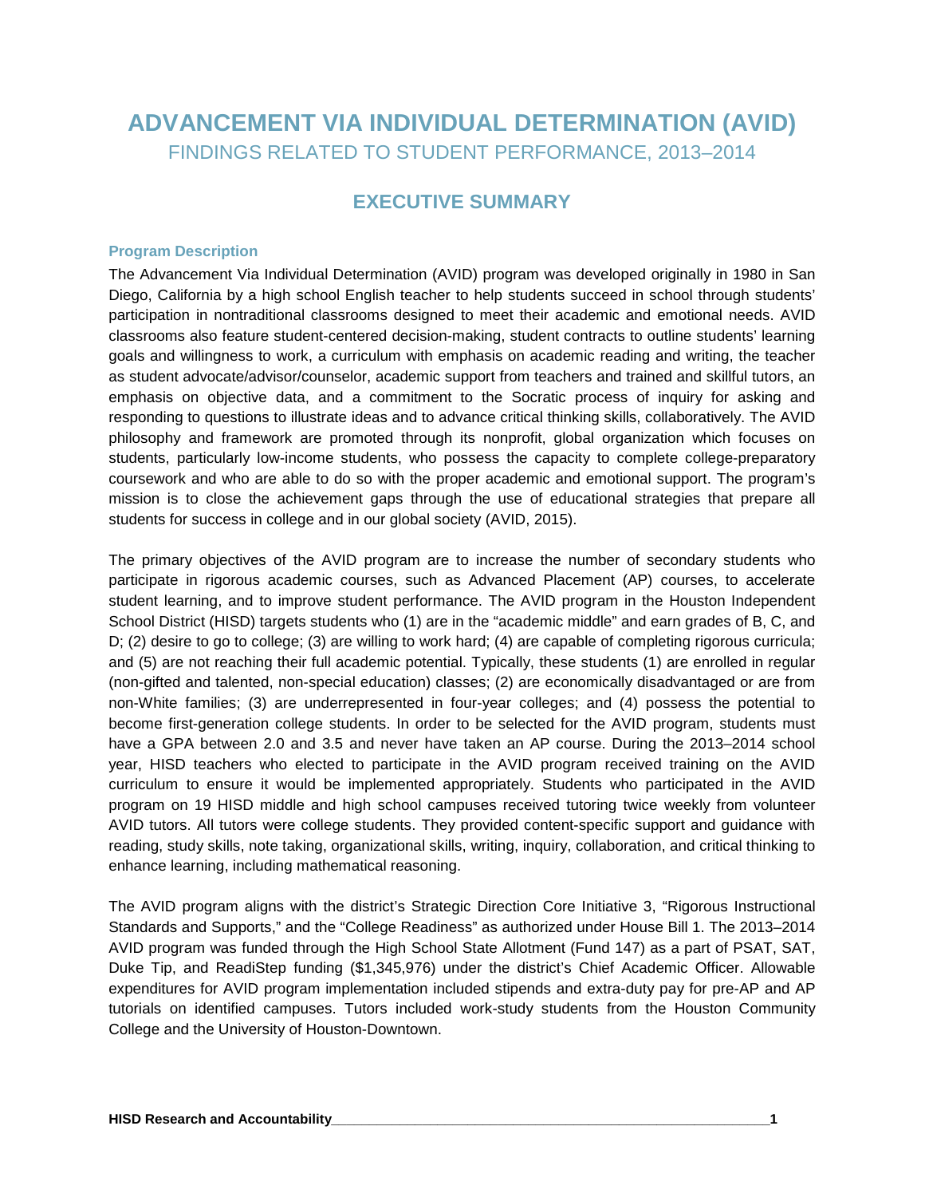# ADVANCEMENT VIA INDIVIDUAL DETERMINATION (AVID)

FINDINGS RELATED TO STUDENT PERFORMANCE, 2013–2014

## EXECUTIVE SUMMARY

### Program Description

The Advancement Via Individual Determination (AVID) program was developed originally in 1980 in San Diego, California by a high school English teacher to help students succeed in school through students' participation in nontraditional classrooms designed to meet their academic and emotional needs. AVID classrooms also feature student-centered decision-making, student contracts to outline students' learning goals and willingness to work, a curriculum with emphasis on academic reading and writing, the teacher as student advocate/advisor/counselor, academic support from teachers and trained and skillful tutors, an emphasis on objective data, and a commitment to the Socratic process of inquiry for asking and responding to questions to illustrate ideas and to advance critical thinking skills, collaboratively. The AVID philosophy and framework are promoted through its nonprofit, global organization which focuses on students, particularly low-income students, who possess the capacity to complete college-preparatory coursework and who are able to do so with the proper academic and emotional support. The program's mission is to close the achievement gaps through the use of educational strategies that prepare all students for success in college and in our global society (AVID, 2015).

The primary objectives of the AVID program are to increase the number of secondary students who participate in rigorous academic courses, such as Advanced Placement (AP) courses, to accelerate student learning, and to improve student performance. The AVID program in the Houston Independent School District (HISD) targets students who (1) are in the "academic middle" and earn grades of B, C, and D; (2) desire to go to college; (3) are willing to work hard; (4) are capable of completing rigorous curricula; and (5) are not reaching their full academic potential. Typically, these students (1) are enrolled in regular (non-gifted and talented, non-special education) classes; (2) are economically disadvantaged or are from non-White families; (3) are underrepresented in four-year colleges; and (4) possess the potential to become first-generation college students. In order to be selected for the AVID program, students must have a GPA between 2.0 and 3.5 and never have taken an AP course. During the 2013–2014 school year, HISD teachers who elected to participate in the AVID program received training on the AVID curriculum to ensure it would be implemented appropriately. Students who participated in the AVID program on 19 HISD middle and high school campuses received tutoring twice weekly from volunteer AVID tutors. All tutors were college students. They provided content-specific support and guidance with reading, study skills, note taking, organizational skills, writing, inquiry, collaboration, and critical thinking to enhance learning, including mathematical reasoning.

The AVID program aligns with the district's Strategic Direction Core Initiative 3, "Rigorous Instructional Standards and Supports," and the "College Readiness" as authorized under House Bill 1. The 2013–2014 AVID program was funded through the High School State Allotment (Fund 147) as a part of PSAT, SAT, Duke Tip, and ReadiStep funding ($1,345,976) under the district's Chief Academic Officer. Allowable expenditures for AVID program implementation included stipends and extra-duty pay for pre-AP and AP tutorials on identified campuses. Tutors included work-study students from the Houston Community College and the University of Houston-Downtown.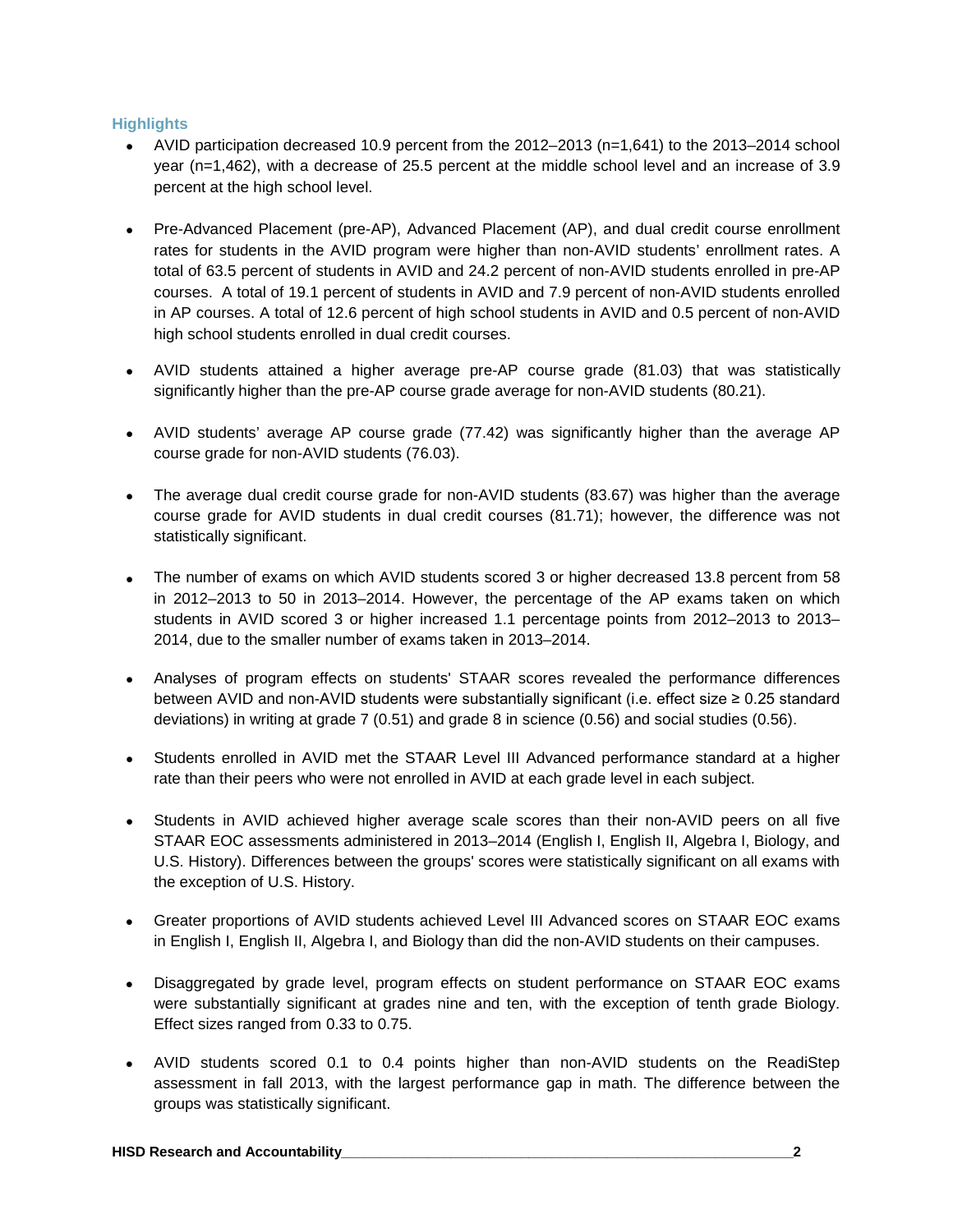### Highlights

- AVID participation decreased 10.9 percent from the 2012–2013 (n=1,641) to the 2013–2014 school year (n=1,462), with a decrease of 25.5 percent at the middle school level and an increase of 3.9 percent at the high school level.
- Pre-Advanced Placement (pre-AP), Advanced Placement (AP), and dual credit course enrollment rates for students in the AVID program were higher than non-AVID students' enrollment rates. A total of 63.5 percent of students in AVID and 24.2 percent of non-AVID students enrolled in pre-AP courses. A total of 19.1 percent of students in AVID and 7.9 percent of non-AVID students enrolled in AP courses. A total of 12.6 percent of high school students in AVID and 0.5 percent of non-AVID high school students enrolled in dual credit courses.
- AVID students attained a higher average pre-AP course grade (81.03) that was statistically significantly higher than the pre-AP course grade average for non-AVID students (80.21).
- AVID students' average AP course grade (77.42) was significantly higher than the average AP course grade for non-AVID students (76.03).
- The average dual credit course grade for non-AVID students (83.67) was higher than the average course grade for AVID students in dual credit courses (81.71); however, the difference was not statistically significant.
- The number of exams on which AVID students scored 3 or higher decreased 13.8 percent from 58 in 2012–2013 to 50 in 2013–2014. However, the percentage of the AP exams taken on which students in AVID scored 3 or higher increased 1.1 percentage points from 2012–2013 to 2013–2014, due to the smaller number of exams taken in 2013–2014.
- Analyses of program effects on students' STAAR scores revealed the performance differences between AVID and non-AVID students were substantially significant (i.e. effect size ≥ 0.25 standard deviations) in writing at grade 7 (0.51) and grade 8 in science (0.56) and social studies (0.56).
- Students enrolled in AVID met the STAAR Level III Advanced performance standard at a higher rate than their peers who were not enrolled in AVID at each grade level in each subject.
- Students in AVID achieved higher average scale scores than their non-AVID peers on all five STAAR EOC assessments administered in 2013–2014 (English I, English II, Algebra I, Biology, and U.S. History). Differences between the groups' scores were statistically significant on all exams with the exception of U.S. History.
- Greater proportions of AVID students achieved Level III Advanced scores on STAAR EOC exams in English I, English II, Algebra I, and Biology than did the non-AVID students on their campuses.
- Disaggregated by grade level, program effects on student performance on STAAR EOC exams were substantially significant at grades nine and ten, with the exception of tenth grade Biology. Effect sizes ranged from 0.33 to 0.75.
- AVID students scored 0.1 to 0.4 points higher than non-AVID students on the ReadiStep assessment in fall 2013, with the largest performance gap in math. The difference between the groups was statistically significant.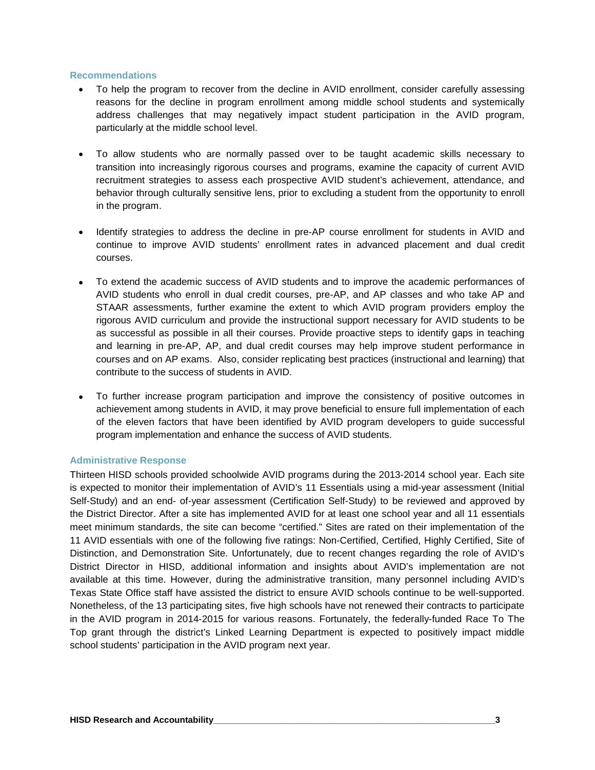### Recommendations

- To help the program to recover from the decline in AVID enrollment, consider carefully assessing reasons for the decline in program enrollment among middle school students and systemically address challenges that may negatively impact student participation in the AVID program, particularly at the middle school level.

- To allow students who are normally passed over to be taught academic skills necessary to transition into increasingly rigorous courses and programs, examine the capacity of current AVID recruitment strategies to assess each prospective AVID student's achievement, attendance, and behavior through culturally sensitive lens, prior to excluding a student from the opportunity to enroll in the program.

- Identify strategies to address the decline in pre-AP course enrollment for students in AVID and continue to improve AVID students' enrollment rates in advanced placement and dual credit courses.

- To extend the academic success of AVID students and to improve the academic performances of AVID students who enroll in dual credit courses, pre-AP, and AP classes and who take AP and STAAR assessments, further examine the extent to which AVID program providers employ the rigorous AVID curriculum and provide the instructional support necessary for AVID students to be as successful as possible in all their courses. Provide proactive steps to identify gaps in teaching and learning in pre-AP, AP, and dual credit courses may help improve student performance in courses and on AP exams. Also, consider replicating best practices (instructional and learning) that contribute to the success of students in AVID.

- To further increase program participation and improve the consistency of positive outcomes in achievement among students in AVID, it may prove beneficial to ensure full implementation of each of the eleven factors that have been identified by AVID program developers to guide successful program implementation and enhance the success of AVID students.

### Administrative Response

Thirteen HISD schools provided schoolwide AVID programs during the 2013-2014 school year. Each site is expected to monitor their implementation of AVID's 11 Essentials using a mid-year assessment (Initial Self-Study) and an end- of-year assessment (Certification Self-Study) to be reviewed and approved by the District Director. After a site has implemented AVID for at least one school year and all 11 essentials meet minimum standards, the site can become "certified." Sites are rated on their implementation of the 11 AVID essentials with one of the following five ratings: Non-Certified, Certified, Highly Certified, Site of Distinction, and Demonstration Site. Unfortunately, due to recent changes regarding the role of AVID's District Director in HISD, additional information and insights about AVID's implementation are not available at this time. However, during the administrative transition, many personnel including AVID's Texas State Office staff have assisted the district to ensure AVID schools continue to be well-supported. Nonetheless, of the 13 participating sites, five high schools have not renewed their contracts to participate in the AVID program in 2014-2015 for various reasons. Fortunately, the federally-funded Race To The Top grant through the district's Linked Learning Department is expected to positively impact middle school students' participation in the AVID program next year.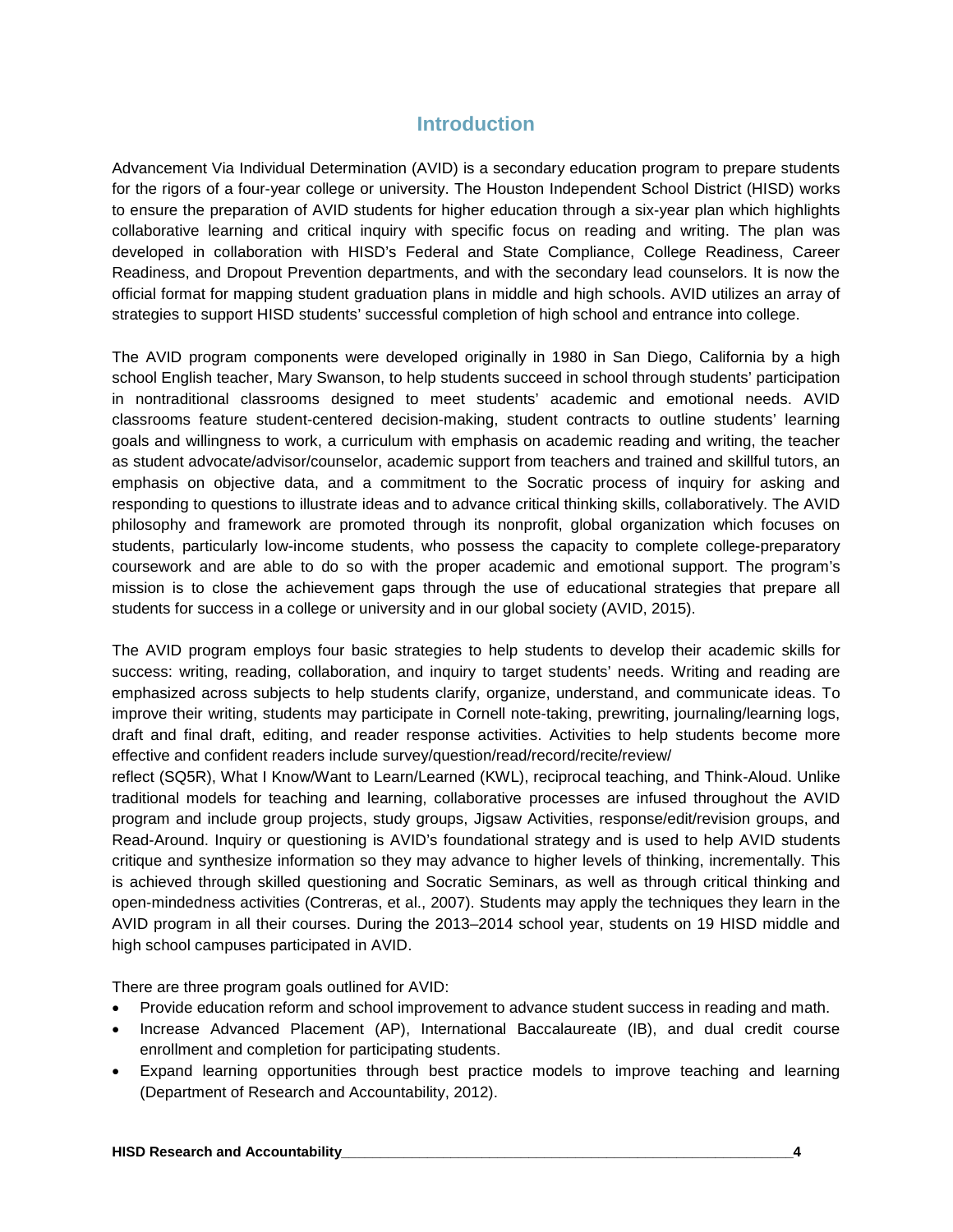## Introduction

Advancement Via Individual Determination (AVID) is a secondary education program to prepare students for the rigors of a four-year college or university. The Houston Independent School District (HISD) works to ensure the preparation of AVID students for higher education through a six-year plan which highlights collaborative learning and critical inquiry with specific focus on reading and writing. The plan was developed in collaboration with HISD's Federal and State Compliance, College Readiness, Career Readiness, and Dropout Prevention departments, and with the secondary lead counselors. It is now the official format for mapping student graduation plans in middle and high schools. AVID utilizes an array of strategies to support HISD students' successful completion of high school and entrance into college.

The AVID program components were developed originally in 1980 in San Diego, California by a high school English teacher, Mary Swanson, to help students succeed in school through students' participation in nontraditional classrooms designed to meet students' academic and emotional needs. AVID classrooms feature student-centered decision-making, student contracts to outline students' learning goals and willingness to work, a curriculum with emphasis on academic reading and writing, the teacher as student advocate/advisor/counselor, academic support from teachers and trained and skillful tutors, an emphasis on objective data, and a commitment to the Socratic process of inquiry for asking and responding to questions to illustrate ideas and to advance critical thinking skills, collaboratively. The AVID philosophy and framework are promoted through its nonprofit, global organization which focuses on students, particularly low-income students, who possess the capacity to complete college-preparatory coursework and are able to do so with the proper academic and emotional support. The program's mission is to close the achievement gaps through the use of educational strategies that prepare all students for success in a college or university and in our global society (AVID, 2015).

The AVID program employs four basic strategies to help students to develop their academic skills for success: writing, reading, collaboration, and inquiry to target students' needs. Writing and reading are emphasized across subjects to help students clarify, organize, understand, and communicate ideas. To improve their writing, students may participate in Cornell note-taking, prewriting, journaling/learning logs, draft and final draft, editing, and reader response activities. Activities to help students become more effective and confident readers include survey/question/read/record/recite/review/reflect (SQ5R), What I Know/Want to Learn/Learned (KWL), reciprocal teaching, and Think-Aloud. Unlike traditional models for teaching and learning, collaborative processes are infused throughout the AVID program and include group projects, study groups, Jigsaw Activities, response/edit/revision groups, and Read-Around. Inquiry or questioning is AVID's foundational strategy and is used to help AVID students critique and synthesize information so they may advance to higher levels of thinking, incrementally. This is achieved through skilled questioning and Socratic Seminars, as well as through critical thinking and open-mindedness activities (Contreras, et al., 2007). Students may apply the techniques they learn in the AVID program in all their courses. During the 2013–2014 school year, students on 19 HISD middle and high school campuses participated in AVID.

There are three program goals outlined for AVID:

- Provide education reform and school improvement to advance student success in reading and math.
- Increase Advanced Placement (AP), International Baccalaureate (IB), and dual credit course enrollment and completion for participating students.
- Expand learning opportunities through best practice models to improve teaching and learning (Department of Research and Accountability, 2012).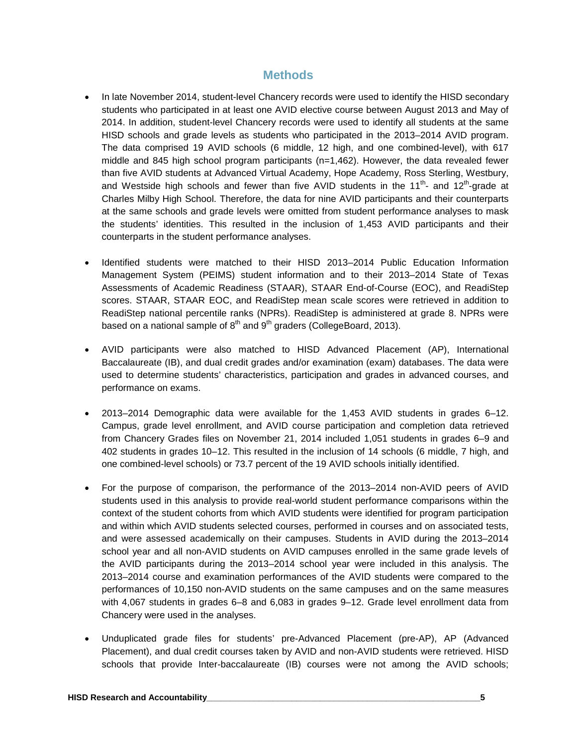## Methods

- In late November 2014, student-level Chancery records were used to identify the HISD secondary students who participated in at least one AVID elective course between August 2013 and May of 2014. In addition, student-level Chancery records were used to identify all students at the same HISD schools and grade levels as students who participated in the 2013–2014 AVID program. The data comprised 19 AVID schools (6 middle, 12 high, and one combined-level), with 617 middle and 845 high school program participants (n=1,462). However, the data revealed fewer than five AVID students at Advanced Virtual Academy, Hope Academy, Ross Sterling, Westbury, and Westside high schools and fewer than five AVID students in the 11th- and 12th-grade at Charles Milby High School. Therefore, the data for nine AVID participants and their counterparts at the same schools and grade levels were omitted from student performance analyses to mask the students' identities. This resulted in the inclusion of 1,453 AVID participants and their counterparts in the student performance analyses.

- Identified students were matched to their HISD 2013–2014 Public Education Information Management System (PEIMS) student information and to their 2013–2014 State of Texas Assessments of Academic Readiness (STAAR), STAAR End-of-Course (EOC), and ReadiStep scores. STAAR, STAAR EOC, and ReadiStep mean scale scores were retrieved in addition to ReadiStep national percentile ranks (NPRs). ReadiStep is administered at grade 8. NPRs were based on a national sample of 8th and 9th graders (CollegeBoard, 2013).

- AVID participants were also matched to HISD Advanced Placement (AP), International Baccalaureate (IB), and dual credit grades and/or examination (exam) databases. The data were used to determine students' characteristics, participation and grades in advanced courses, and performance on exams.

- 2013–2014 Demographic data were available for the 1,453 AVID students in grades 6–12. Campus, grade level enrollment, and AVID course participation and completion data retrieved from Chancery Grades files on November 21, 2014 included 1,051 students in grades 6–9 and 402 students in grades 10–12. This resulted in the inclusion of 14 schools (6 middle, 7 high, and one combined-level schools) or 73.7 percent of the 19 AVID schools initially identified.

- For the purpose of comparison, the performance of the 2013–2014 non-AVID peers of AVID students used in this analysis to provide real-world student performance comparisons within the context of the student cohorts from which AVID students were identified for program participation and within which AVID students selected courses, performed in courses and on associated tests, and were assessed academically on their campuses. Students in AVID during the 2013–2014 school year and all non-AVID students on AVID campuses enrolled in the same grade levels of the AVID participants during the 2013–2014 school year were included in this analysis. The 2013–2014 course and examination performances of the AVID students were compared to the performances of 10,150 non-AVID students on the same campuses and on the same measures with 4,067 students in grades 6–8 and 6,083 in grades 9–12. Grade level enrollment data from Chancery were used in the analyses.

- Unduplicated grade files for students' pre-Advanced Placement (pre-AP), AP (Advanced Placement), and dual credit courses taken by AVID and non-AVID students were retrieved. HISD schools that provide Inter-baccalaureate (IB) courses were not among the AVID schools;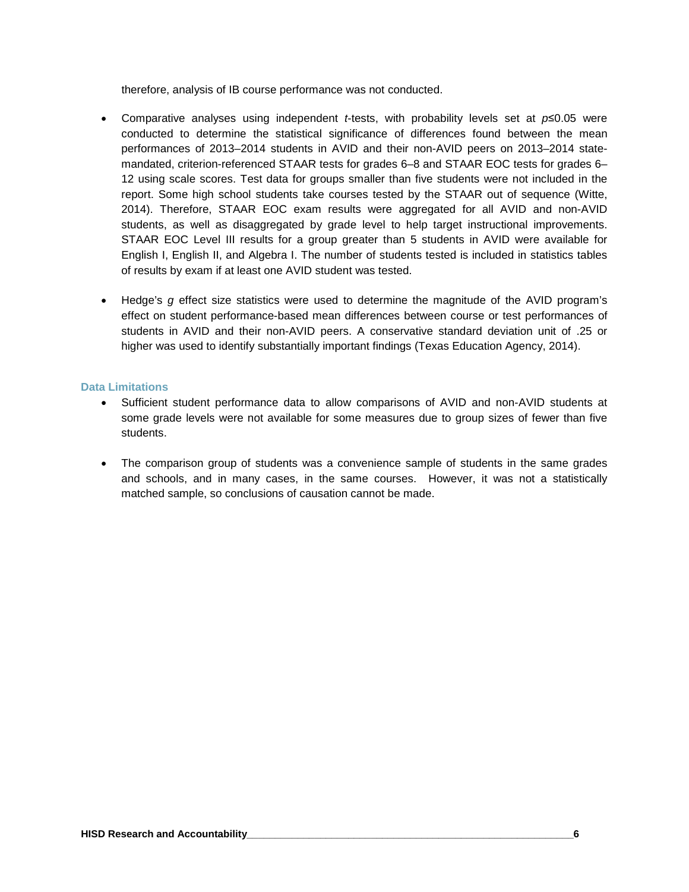therefore, analysis of IB course performance was not conducted.

- Comparative analyses using independent *t*-tests, with probability levels set at $p \leq 0.05$ were conducted to determine the statistical significance of differences found between the mean performances of 2013–2014 students in AVID and their non-AVID peers on 2013–2014 state-mandated, criterion-referenced STAAR tests for grades 6–8 and STAAR EOC tests for grades 6–12 using scale scores. Test data for groups smaller than five students were not included in the report. Some high school students take courses tested by the STAAR out of sequence (Witte, 2014). Therefore, STAAR EOC exam results were aggregated for all AVID and non-AVID students, as well as disaggregated by grade level to help target instructional improvements. STAAR EOC Level III results for a group greater than 5 students in AVID were available for English I, English II, and Algebra I. The number of students tested is included in statistics tables of results by exam if at least one AVID student was tested.

- Hedge's *g* effect size statistics were used to determine the magnitude of the AVID program's effect on student performance-based mean differences between course or test performances of students in AVID and their non-AVID peers. A conservative standard deviation unit of .25 or higher was used to identify substantially important findings (Texas Education Agency, 2014).

### Data Limitations

- Sufficient student performance data to allow comparisons of AVID and non-AVID students at some grade levels were not available for some measures due to group sizes of fewer than five students.

- The comparison group of students was a convenience sample of students in the same grades and schools, and in many cases, in the same courses. However, it was not a statistically matched sample, so conclusions of causation cannot be made.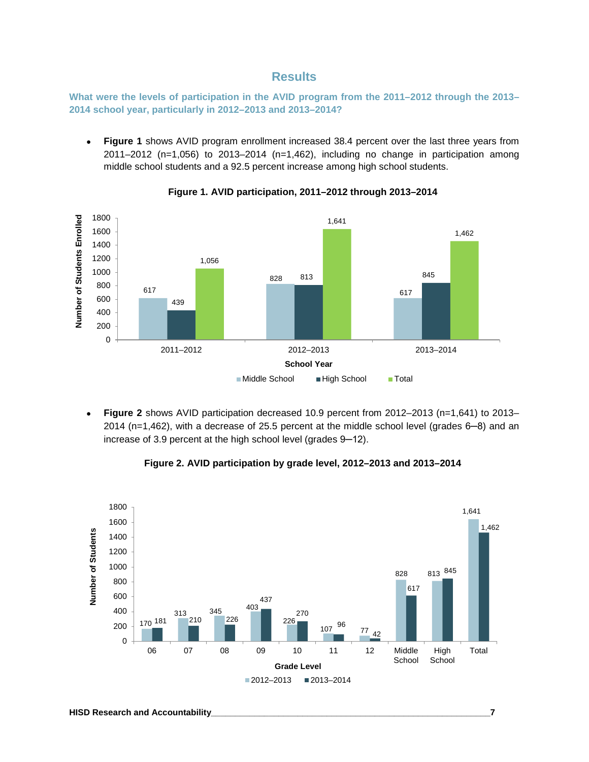## Results

**What were the levels of participation in the AVID program from the 2011–2012 through the 2013–2014 school year, particularly in 2012–2013 and 2013–2014?**

- **Figure 1** shows AVID program enrollment increased 38.4 percent over the last three years from 2011–2012 (n=1,056) to 2013–2014 (n=1,462), including no change in participation among middle school students and a 92.5 percent increase among high school students.

**Figure 1. AVID participation, 2011–2012 through 2013–2014**

| School Year | Middle School | High School | Total |
|---|---|---|---|
| 2011–2012 | 617 | 439 | 1,056 |
| 2012–2013 | 828 | 813 | 1,641 |
| 2013–2014 | 617 | 845 | 1,462 |

- **Figure 2** shows AVID participation decreased 10.9 percent from 2012–2013 (n=1,641) to 2013–2014 (n=1,462), with a decrease of 25.5 percent at the middle school level (grades 6–8) and an increase of 3.9 percent at the high school level (grades 9–12).

**Figure 2. AVID participation by grade level, 2012–2013 and 2013–2014**

| Grade Level | 2012–2013 | 2013–2014 |
|---|---|---|
| 06 | 170 | 181 |
| 07 | 313 | 210 |
| 08 | 345 | 226 |
| 09 | 403 | 437 |
| 10 | 226 | 270 |
| 11 | 107 | 96 |
| 12 | 77 | 42 |
| Middle School | 828 | 617 |
| High School | 813 | 845 |
| Total | 1,641 | 1,462 |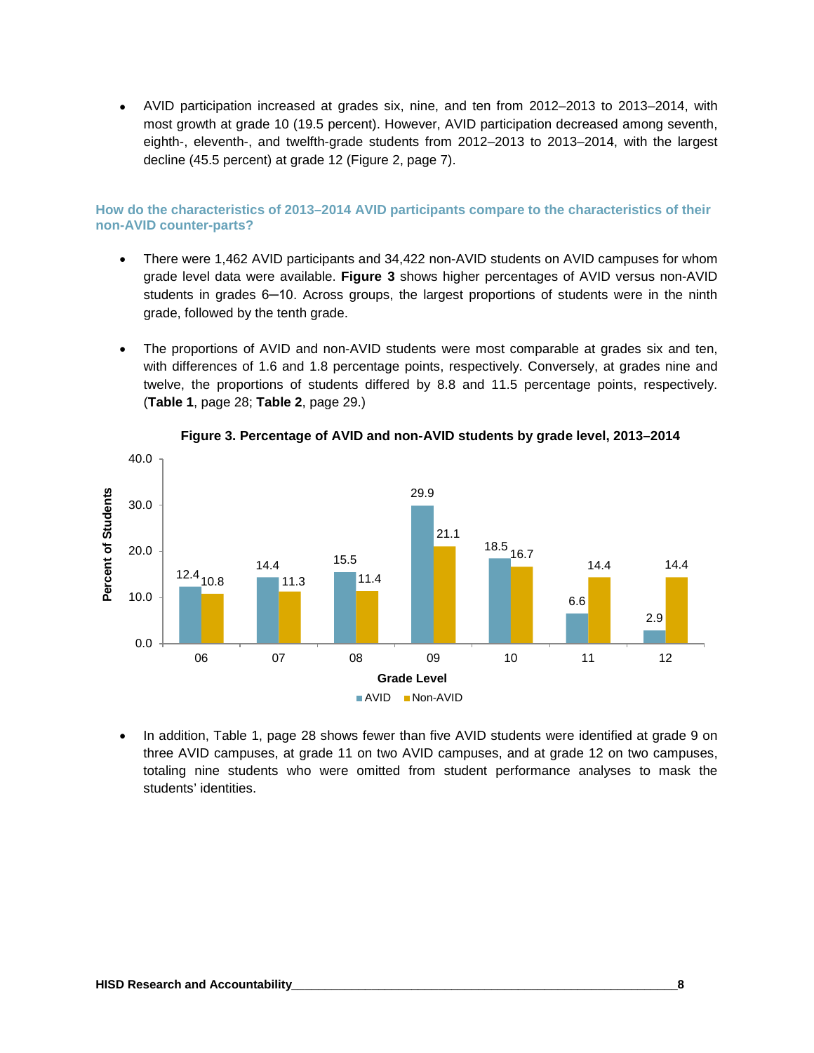- AVID participation increased at grades six, nine, and ten from 2012–2013 to 2013–2014, with most growth at grade 10 (19.5 percent). However, AVID participation decreased among seventh, eighth-, eleventh-, and twelfth-grade students from 2012–2013 to 2013–2014, with the largest decline (45.5 percent) at grade 12 (Figure 2, page 7).

### How do the characteristics of 2013–2014 AVID participants compare to the characteristics of their non-AVID counter-parts?

- There were 1,462 AVID participants and 34,422 non-AVID students on AVID campuses for whom grade level data were available. **Figure 3** shows higher percentages of AVID versus non-AVID students in grades 6–10. Across groups, the largest proportions of students were in the ninth grade, followed by the tenth grade.

- The proportions of AVID and non-AVID students were most comparable at grades six and ten, with differences of 1.6 and 1.8 percentage points, respectively. Conversely, at grades nine and twelve, the proportions of students differed by 8.8 and 11.5 percentage points, respectively. (**Table 1**, page 28; **Table 2**, page 29.)

**Figure 3. Percentage of AVID and non-AVID students by grade level, 2013–2014**

| Grade Level | AVID | Non-AVID |
|---|---|---|
| 06 | 12.4 | 10.8 |
| 07 | 14.4 | 11.3 |
| 08 | 15.5 | 11.4 |
| 09 | 29.9 | 21.1 |
| 10 | 18.5 | 16.7 |
| 11 | 6.6 | 14.4 |
| 12 | 2.9 | 14.4 |

- In addition, Table 1, page 28 shows fewer than five AVID students were identified at grade 9 on three AVID campuses, at grade 11 on two AVID campuses, and at grade 12 on two campuses, totaling nine students who were omitted from student performance analyses to mask the students' identities.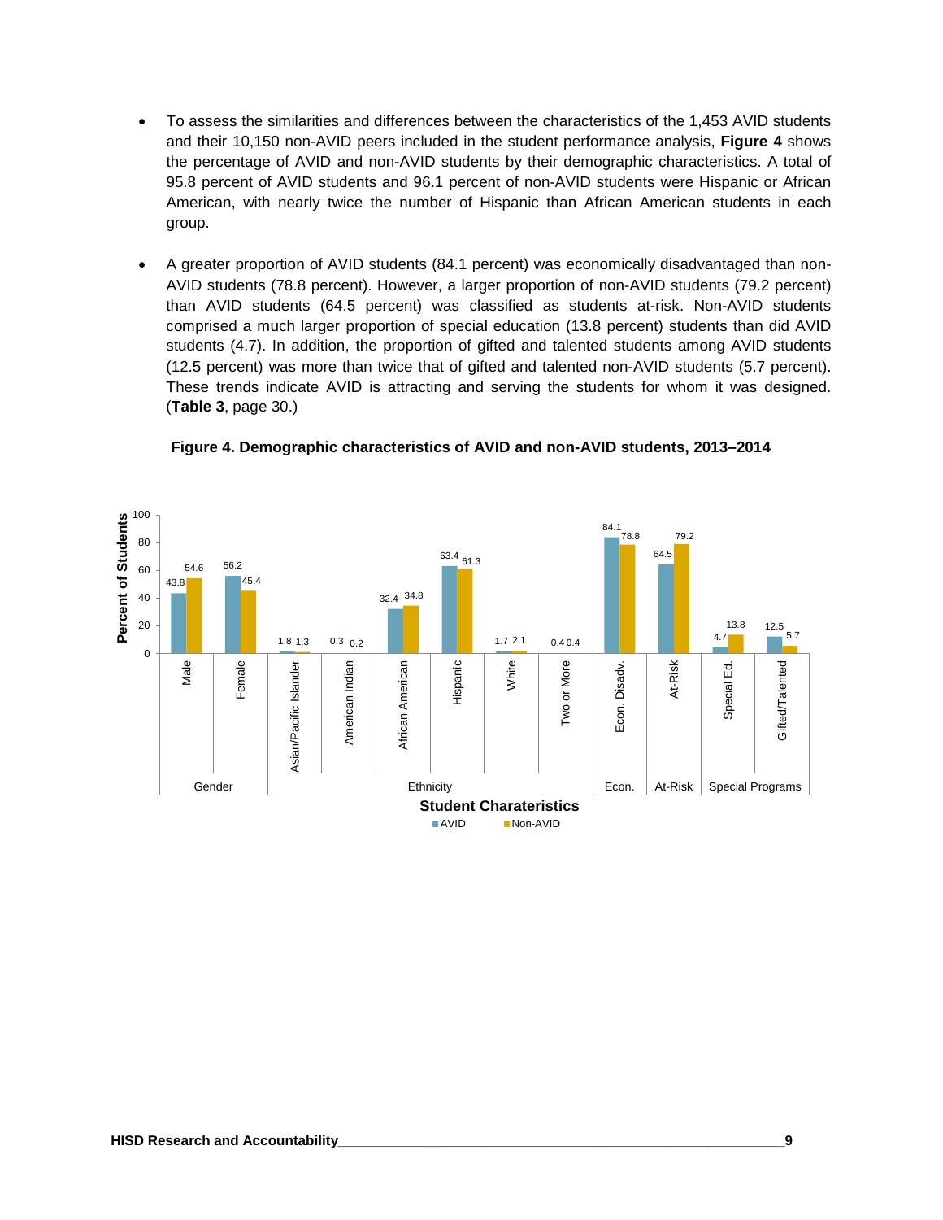- To assess the similarities and differences between the characteristics of the 1,453 AVID students and their 10,150 non-AVID peers included in the student performance analysis, **Figure 4** shows the percentage of AVID and non-AVID students by their demographic characteristics. A total of 95.8 percent of AVID students and 96.1 percent of non-AVID students were Hispanic or African American, with nearly twice the number of Hispanic than African American students in each group.

- A greater proportion of AVID students (84.1 percent) was economically disadvantaged than non-AVID students (78.8 percent). However, a larger proportion of non-AVID students (79.2 percent) than AVID students (64.5 percent) was classified as students at-risk. Non-AVID students comprised a much larger proportion of special education (13.8 percent) students than did AVID students (4.7). In addition, the proportion of gifted and talented students among AVID students (12.5 percent) was more than twice that of gifted and talented non-AVID students (5.7 percent). These trends indicate AVID is attracting and serving the students for whom it was designed. (**Table 3**, page 30.)

**Figure 4. Demographic characteristics of AVID and non-AVID students, 2013–2014**

| Category | Student Characteristic | AVID | Non-AVID |
|---|---|---|---|
| Gender | Male | 43.8 | 54.6 |
| | Female | 56.2 | 45.4 |
| Ethnicity | Asian/Pacific Islander | 1.8 | 1.3 |
| | American Indian | 0.3 | 0.2 |
| | African American | 32.4 | 34.8 |
| | Hispanic | 63.4 | 61.3 |
| | White | 1.7 | 2.1 |
| | Two or More | 0.4 | 0.4 |
| Econ. | Econ. Disadv. | 84.1 | 78.8 |
| At-Risk | At-Risk | 64.5 | 79.2 |
| Special Programs | Special Ed. | 4.7 | 13.8 |
| | Gifted/Talented | 12.5 | 5.7 |

Percent of Students by Student Charateristics (AVID, Non-AVID)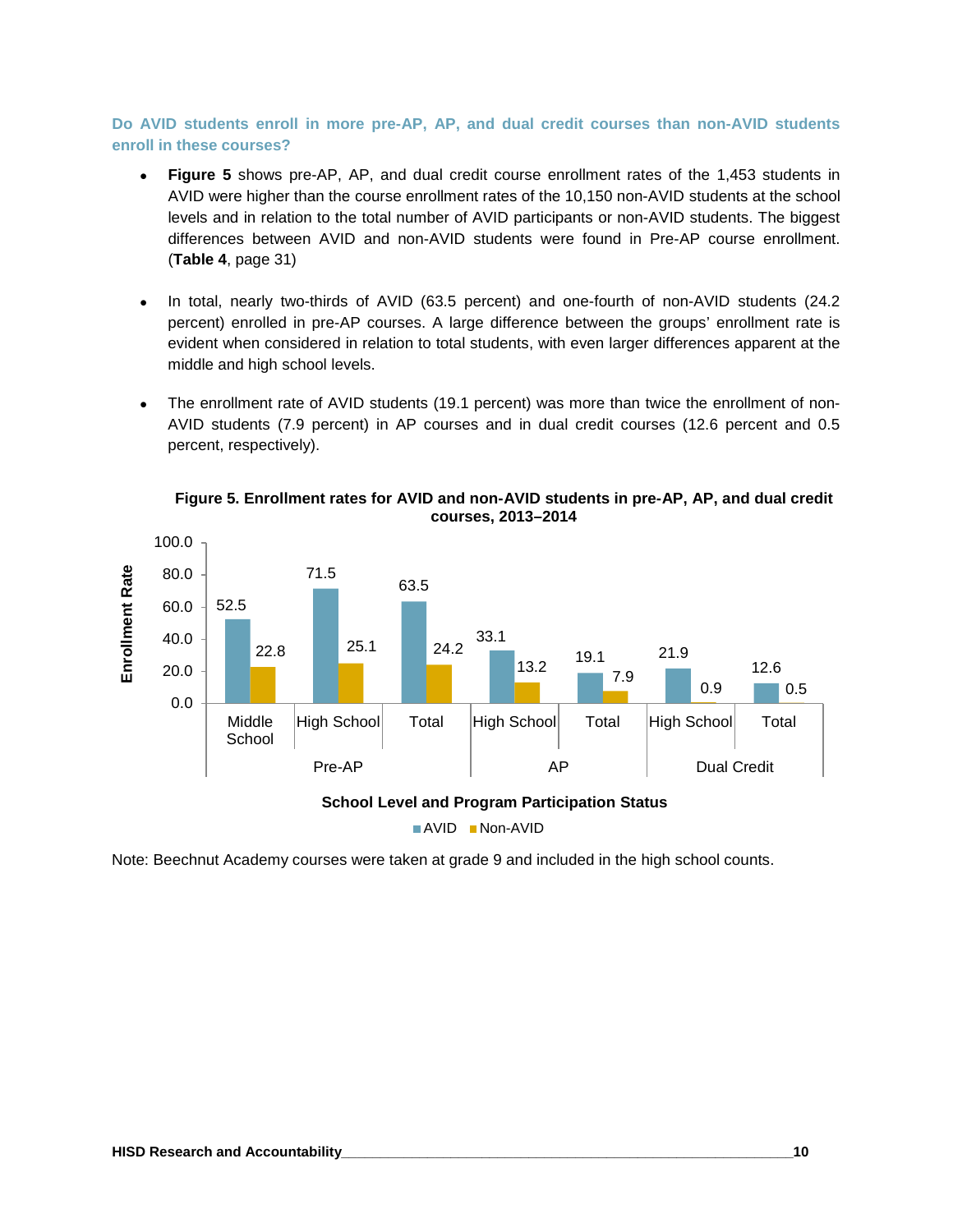### Do AVID students enroll in more pre-AP, AP, and dual credit courses than non-AVID students enroll in these courses?

- **Figure 5** shows pre-AP, AP, and dual credit course enrollment rates of the 1,453 students in AVID were higher than the course enrollment rates of the 10,150 non-AVID students at the school levels and in relation to the total number of AVID participants or non-AVID students. The biggest differences between AVID and non-AVID students were found in Pre-AP course enrollment. (**Table 4**, page 31)

- In total, nearly two-thirds of AVID (63.5 percent) and one-fourth of non-AVID students (24.2 percent) enrolled in pre-AP courses. A large difference between the groups' enrollment rate is evident when considered in relation to total students, with even larger differences apparent at the middle and high school levels.

- The enrollment rate of AVID students (19.1 percent) was more than twice the enrollment of non-AVID students (7.9 percent) in AP courses and in dual credit courses (12.6 percent and 0.5 percent, respectively).

**Figure 5. Enrollment rates for AVID and non-AVID students in pre-AP, AP, and dual credit courses, 2013–2014**

| Program | School Level | AVID | Non-AVID |
|---|---|---|---|
| Pre-AP | Middle School | 52.5 | 22.8 |
| Pre-AP | High School | 71.5 | 25.1 |
| Pre-AP | Total | 63.5 | 24.2 |
| AP | High School | 33.1 | 13.2 |
| AP | Total | 19.1 | 7.9 |
| Dual Credit | High School | 21.9 | 0.9 |
| Dual Credit | Total | 12.6 | 0.5 |

Note: Beechnut Academy courses were taken at grade 9 and included in the high school counts.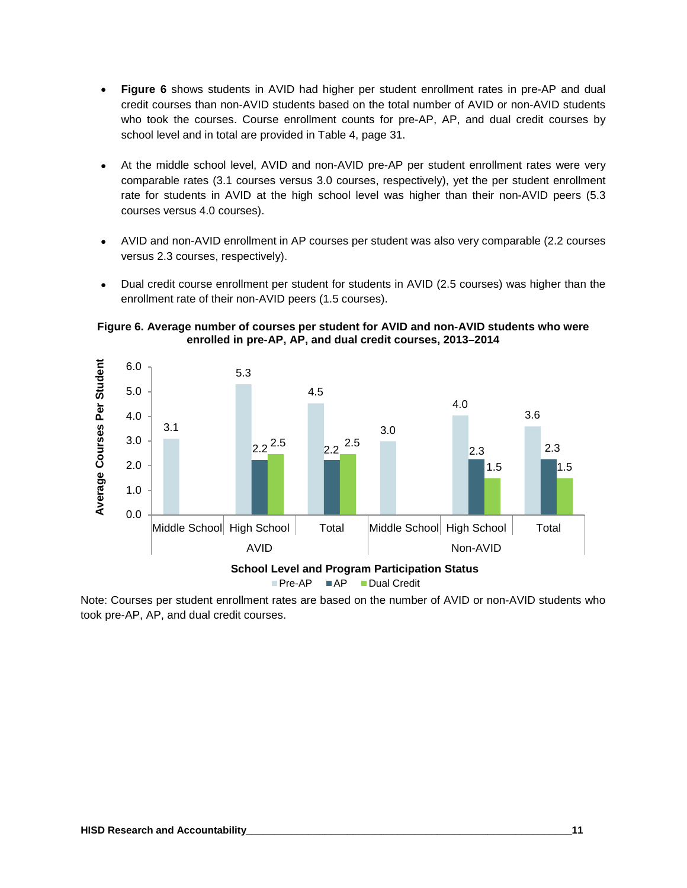- **Figure 6** shows students in AVID had higher per student enrollment rates in pre-AP and dual credit courses than non-AVID students based on the total number of AVID or non-AVID students who took the courses. Course enrollment counts for pre-AP, AP, and dual credit courses by school level and in total are provided in Table 4, page 31.

- At the middle school level, AVID and non-AVID pre-AP per student enrollment rates were very comparable rates (3.1 courses versus 3.0 courses, respectively), yet the per student enrollment rate for students in AVID at the high school level was higher than their non-AVID peers (5.3 courses versus 4.0 courses).

- AVID and non-AVID enrollment in AP courses per student was also very comparable (2.2 courses versus 2.3 courses, respectively).

- Dual credit course enrollment per student for students in AVID (2.5 courses) was higher than the enrollment rate of their non-AVID peers (1.5 courses).

**Figure 6. Average number of courses per student for AVID and non-AVID students who were enrolled in pre-AP, AP, and dual credit courses, 2013–2014**

| Program | School Level | Pre-AP | AP | Dual Credit |
|---|---|---|---|---|
| AVID | Middle School | 3.1 | | |
| AVID | High School | 5.3 | 2.2 | 2.5 |
| AVID | Total | 4.5 | 2.2 | 2.5 |
| Non-AVID | Middle School | 3.0 | | |
| Non-AVID | High School | 4.0 | 2.3 | 1.5 |
| Non-AVID | Total | 3.6 | 2.3 | 1.5 |

Note: Courses per student enrollment rates are based on the number of AVID or non-AVID students who took pre-AP, AP, and dual credit courses.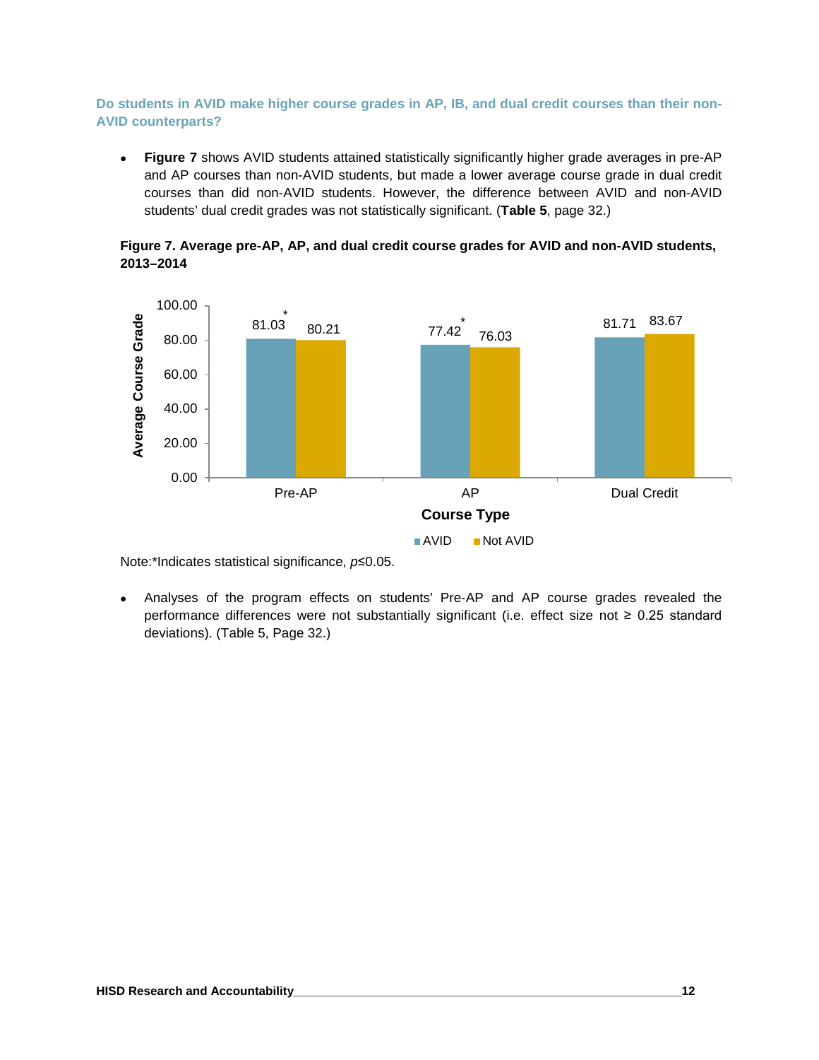### Do students in AVID make higher course grades in AP, IB, and dual credit courses than their non-AVID counterparts?

- **Figure 7** shows AVID students attained statistically significantly higher grade averages in pre-AP and AP courses than non-AVID students, but made a lower average course grade in dual credit courses than did non-AVID students. However, the difference between AVID and non-AVID students' dual credit grades was not statistically significant. (**Table 5**, page 32.)

**Figure 7. Average pre-AP, AP, and dual credit course grades for AVID and non-AVID students, 2013–2014**

| Course Type | AVID | Not AVID |
|---|---|---|
| Pre-AP | 81.03* | 80.21 |
| AP | 77.42* | 76.03 |
| Dual Credit | 81.71 | 83.67 |

Note:*Indicates statistical significance, $p \leq 0.05$.

- Analyses of the program effects on students' Pre-AP and AP course grades revealed the performance differences were not substantially significant (i.e. effect size not ≥ 0.25 standard deviations). (Table 5, Page 32.)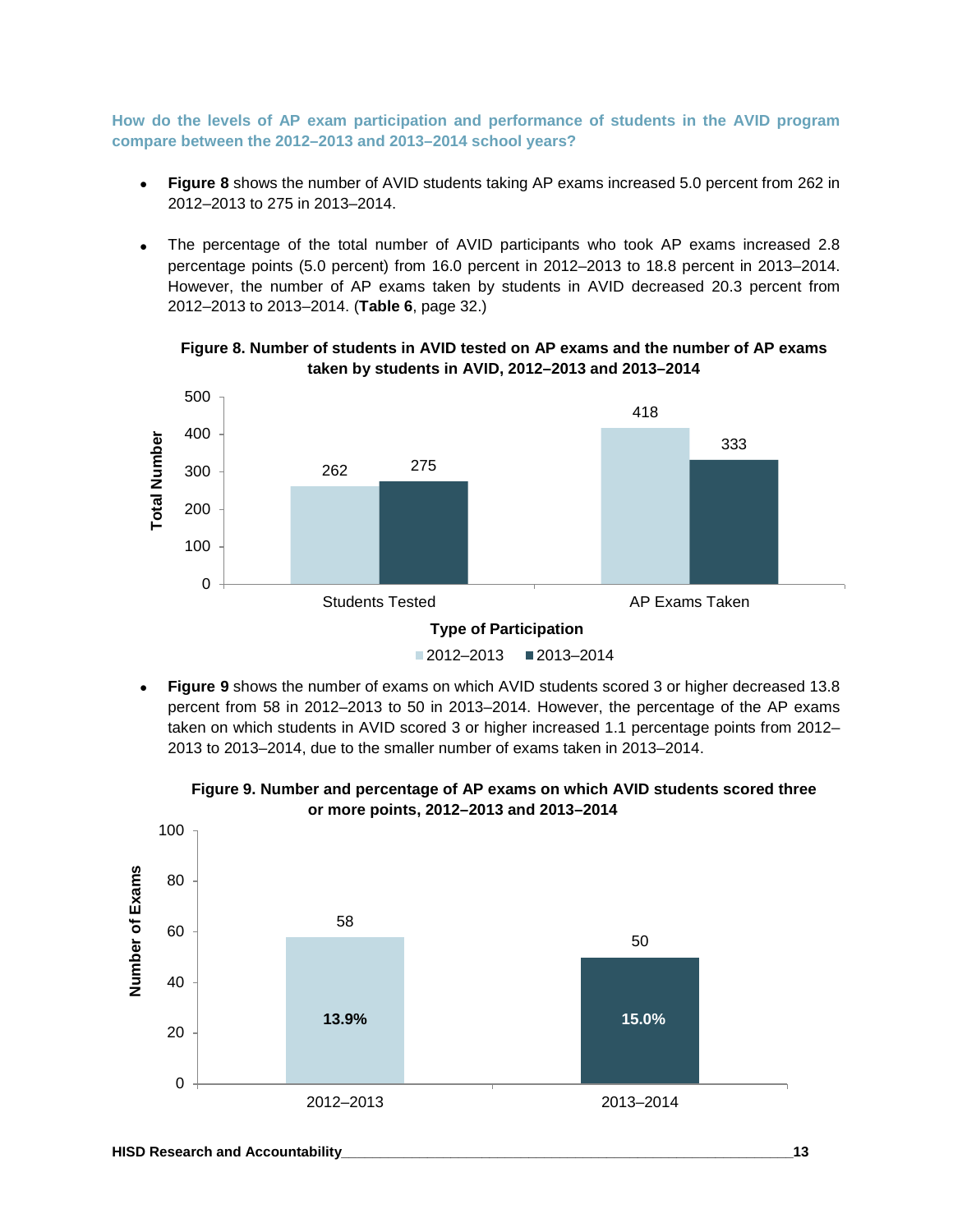**How do the levels of AP exam participation and performance of students in the AVID program compare between the 2012–2013 and 2013–2014 school years?**

- **Figure 8** shows the number of AVID students taking AP exams increased 5.0 percent from 262 in 2012–2013 to 275 in 2013–2014.
- The percentage of the total number of AVID participants who took AP exams increased 2.8 percentage points (5.0 percent) from 16.0 percent in 2012–2013 to 18.8 percent in 2013–2014. However, the number of AP exams taken by students in AVID decreased 20.3 percent from 2012–2013 to 2013–2014. (**Table 6**, page 32.)

**Figure 8. Number of students in AVID tested on AP exams and the number of AP exams taken by students in AVID, 2012–2013 and 2013–2014**

| Type of Participation | 2012–2013 | 2013–2014 |
|---|---|---|
| Students Tested | 262 | 275 |
| AP Exams Taken | 418 | 333 |

- **Figure 9** shows the number of exams on which AVID students scored 3 or higher decreased 13.8 percent from 58 in 2012–2013 to 50 in 2013–2014. However, the percentage of the AP exams taken on which students in AVID scored 3 or higher increased 1.1 percentage points from 2012–2013 to 2013–2014, due to the smaller number of exams taken in 2013–2014.

**Figure 9. Number and percentage of AP exams on which AVID students scored three or more points, 2012–2013 and 2013–2014**

| Year | Number of Exams | Percentage |
|---|---|---|
| 2012–2013 | 58 | 13.9% |
| 2013–2014 | 50 | 15.0% |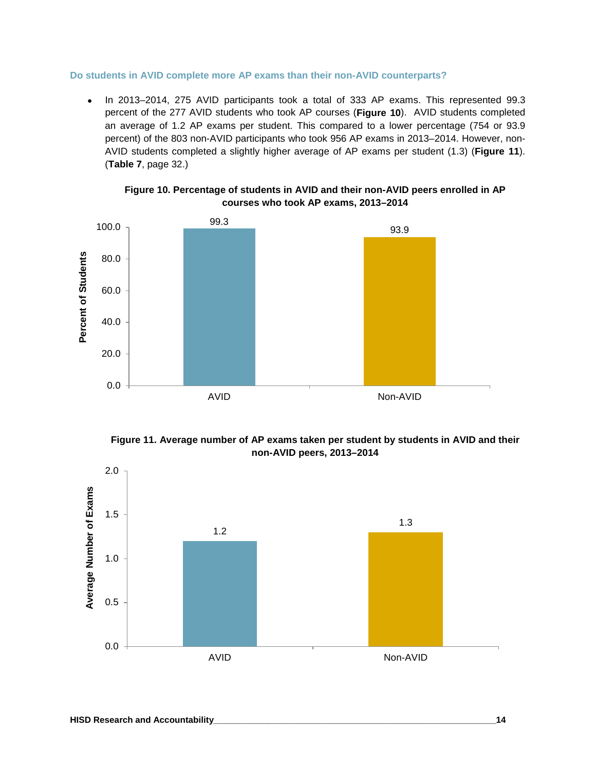### Do students in AVID complete more AP exams than their non-AVID counterparts?

- In 2013–2014, 275 AVID participants took a total of 333 AP exams. This represented 99.3 percent of the 277 AVID students who took AP courses (**Figure 10**). AVID students completed an average of 1.2 AP exams per student. This compared to a lower percentage (754 or 93.9 percent) of the 803 non-AVID participants who took 956 AP exams in 2013–2014. However, non-AVID students completed a slightly higher average of AP exams per student (1.3) (**Figure 11**). (**Table 7**, page 32.)

**Figure 10. Percentage of students in AVID and their non-AVID peers enrolled in AP courses who took AP exams, 2013–2014**

| | Percent of Students |
|---|---|
| AVID | 99.3 |
| Non-AVID | 93.9 |

**Figure 11. Average number of AP exams taken per student by students in AVID and their non-AVID peers, 2013–2014**

| | Average Number of Exams |
|---|---|
| AVID | 1.2 |
| Non-AVID | 1.3 |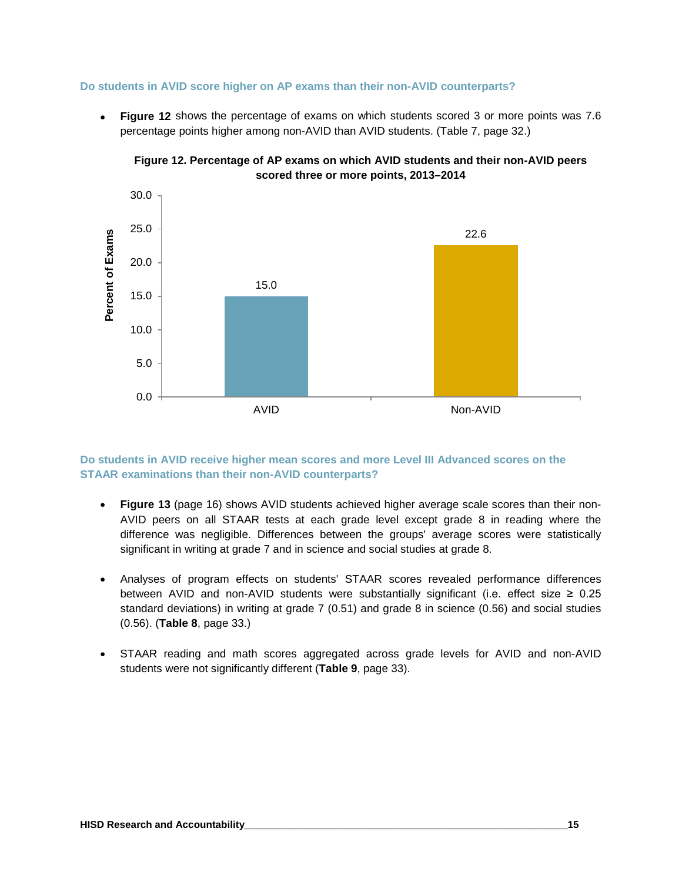### Do students in AVID score higher on AP exams than their non-AVID counterparts?

- **Figure 12** shows the percentage of exams on which students scored 3 or more points was 7.6 percentage points higher among non-AVID than AVID students. (Table 7, page 32.)

**Figure 12. Percentage of AP exams on which AVID students and their non-AVID peers scored three or more points, 2013–2014**

| Group | Percent of Exams |
|---|---|
| AVID | 15.0 |
| Non-AVID | 22.6 |

### Do students in AVID receive higher mean scores and more Level III Advanced scores on the STAAR examinations than their non-AVID counterparts?

- **Figure 13** (page 16) shows AVID students achieved higher average scale scores than their non-AVID peers on all STAAR tests at each grade level except grade 8 in reading where the difference was negligible. Differences between the groups' average scores were statistically significant in writing at grade 7 and in science and social studies at grade 8.

- Analyses of program effects on students' STAAR scores revealed performance differences between AVID and non-AVID students were substantially significant (i.e. effect size ≥ 0.25 standard deviations) in writing at grade 7 (0.51) and grade 8 in science (0.56) and social studies (0.56). (**Table 8**, page 33.)

- STAAR reading and math scores aggregated across grade levels for AVID and non-AVID students were not significantly different (**Table 9**, page 33).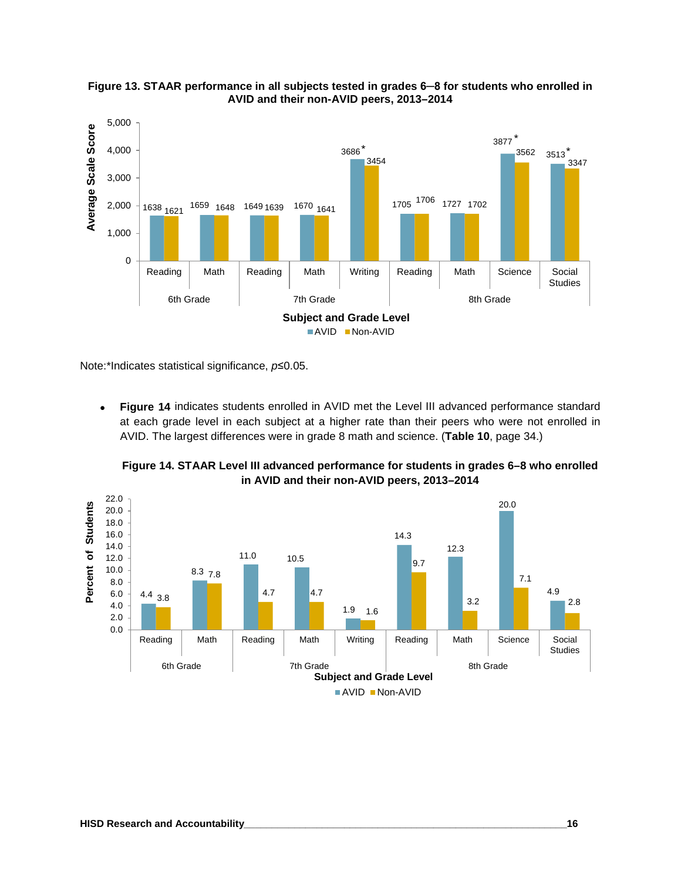**Figure 13. STAAR performance in all subjects tested in grades 6–8 for students who enrolled in AVID and their non-AVID peers, 2013–2014**

| Grade | Subject | AVID | Non-AVID |
|---|---|---|---|
| 6th Grade | Reading | 1638 | 1621 |
| 6th Grade | Math | 1659 | 1648 |
| 7th Grade | Reading | 1649 | 1639 |
| 7th Grade | Math | 1670 | 1641 |
| 7th Grade | Writing | 3686* | 3454 |
| 8th Grade | Reading | 1705 | 1706 |
| 8th Grade | Math | 1727 | 1702 |
| 8th Grade | Science | 3877* | 3562 |
| 8th Grade | Social Studies | 3513* | 3347 |

Note:*Indicates statistical significance, $p \leq 0.05$.

- **Figure 14** indicates students enrolled in AVID met the Level III advanced performance standard at each grade level in each subject at a higher rate than their peers who were not enrolled in AVID. The largest differences were in grade 8 math and science. (**Table 10**, page 34.)

**Figure 14. STAAR Level III advanced performance for students in grades 6–8 who enrolled in AVID and their non-AVID peers, 2013–2014**

| Grade | Subject | AVID (Percent of Students) | Non-AVID (Percent of Students) |
|---|---|---|---|
| 6th Grade | Reading | 4.4 | 3.8 |
| 6th Grade | Math | 8.3 | 7.8 |
| 7th Grade | Reading | 11.0 | 4.7 |
| 7th Grade | Math | 10.5 | 4.7 |
| 7th Grade | Writing | 1.9 | 1.6 |
| 8th Grade | Reading | 14.3 | 9.7 |
| 8th Grade | Math | 12.3 | 3.2 |
| 8th Grade | Science | 20.0 | 7.1 |
| 8th Grade | Social Studies | 4.9 | 2.8 |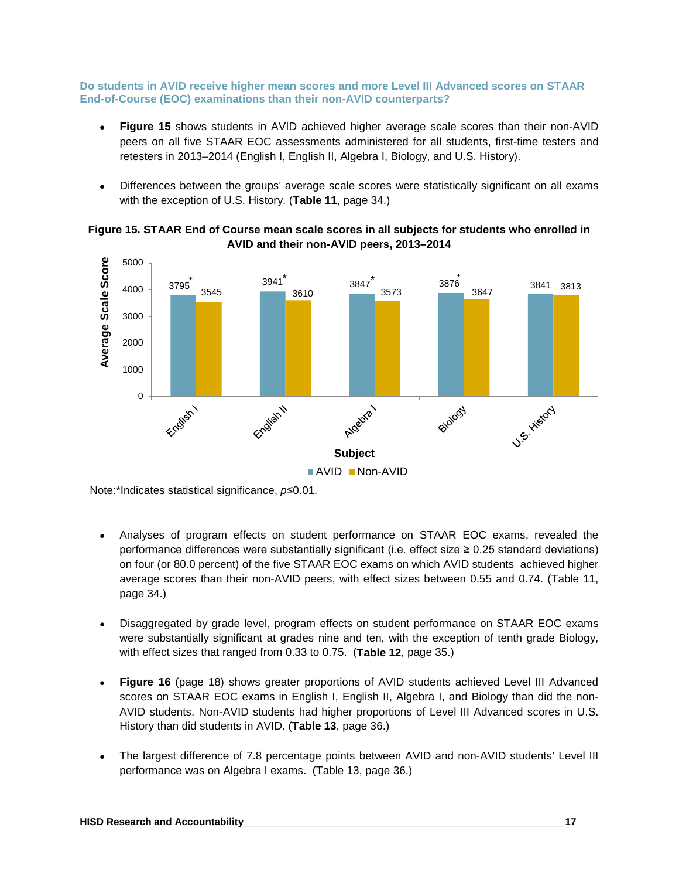### Do students in AVID receive higher mean scores and more Level III Advanced scores on STAAR End-of-Course (EOC) examinations than their non-AVID counterparts?

- **Figure 15** shows students in AVID achieved higher average scale scores than their non-AVID peers on all five STAAR EOC assessments administered for all students, first-time testers and retesters in 2013–2014 (English I, English II, Algebra I, Biology, and U.S. History).

- Differences between the groups' average scale scores were statistically significant on all exams with the exception of U.S. History. (**Table 11**, page 34.)

**Figure 15. STAAR End of Course mean scale scores in all subjects for students who enrolled in AVID and their non-AVID peers, 2013–2014**

| Subject | AVID | Non-AVID |
|---|---|---|
| English I | 3795* | 3545 |
| English II | 3941* | 3610 |
| Algebra I | 3847* | 3573 |
| Biology | 3876* | 3647 |
| U.S. History | 3841 | 3813 |

Note:*Indicates statistical significance, $p \leq 0.01$.

- Analyses of program effects on student performance on STAAR EOC exams, revealed the performance differences were substantially significant (i.e. effect size ≥ 0.25 standard deviations) on four (or 80.0 percent) of the five STAAR EOC exams on which AVID students achieved higher average scores than their non-AVID peers, with effect sizes between 0.55 and 0.74. (Table 11, page 34.)

- Disaggregated by grade level, program effects on student performance on STAAR EOC exams were substantially significant at grades nine and ten, with the exception of tenth grade Biology, with effect sizes that ranged from 0.33 to 0.75. (**Table 12**, page 35.)

- **Figure 16** (page 18) shows greater proportions of AVID students achieved Level III Advanced scores on STAAR EOC exams in English I, English II, Algebra I, and Biology than did the non-AVID students. Non-AVID students had higher proportions of Level III Advanced scores in U.S. History than did students in AVID. (**Table 13**, page 36.)

- The largest difference of 7.8 percentage points between AVID and non-AVID students' Level III performance was on Algebra I exams. (Table 13, page 36.)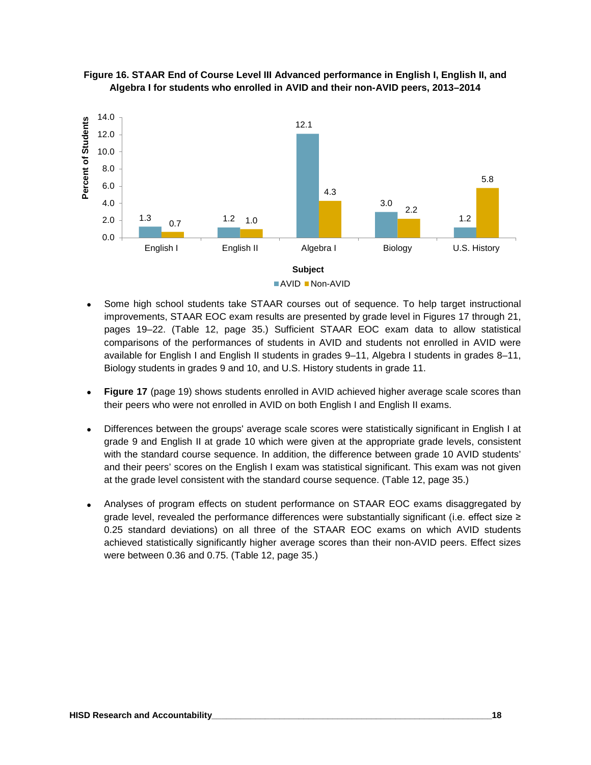**Figure 16. STAAR End of Course Level III Advanced performance in English I, English II, and Algebra I for students who enrolled in AVID and their non-AVID peers, 2013–2014**

| Subject | AVID | Non-AVID |
|---|---|---|
| English I | 1.3 | 0.7 |
| English II | 1.2 | 1.0 |
| Algebra I | 12.1 | 4.3 |
| Biology | 3.0 | 2.2 |
| U.S. History | 1.2 | 5.8 |

- Some high school students take STAAR courses out of sequence. To help target instructional improvements, STAAR EOC exam results are presented by grade level in Figures 17 through 21, pages 19–22. (Table 12, page 35.) Sufficient STAAR EOC exam data to allow statistical comparisons of the performances of students in AVID and students not enrolled in AVID were available for English I and English II students in grades 9–11, Algebra I students in grades 8–11, Biology students in grades 9 and 10, and U.S. History students in grade 11.

- **Figure 17** (page 19) shows students enrolled in AVID achieved higher average scale scores than their peers who were not enrolled in AVID on both English I and English II exams.

- Differences between the groups' average scale scores were statistically significant in English I at grade 9 and English II at grade 10 which were given at the appropriate grade levels, consistent with the standard course sequence. In addition, the difference between grade 10 AVID students' and their peers' scores on the English I exam was statistical significant. This exam was not given at the grade level consistent with the standard course sequence. (Table 12, page 35.)

- Analyses of program effects on student performance on STAAR EOC exams disaggregated by grade level, revealed the performance differences were substantially significant (i.e. effect size ≥ 0.25 standard deviations) on all three of the STAAR EOC exams on which AVID students achieved statistically significantly higher average scores than their non-AVID peers. Effect sizes were between 0.36 and 0.75. (Table 12, page 35.)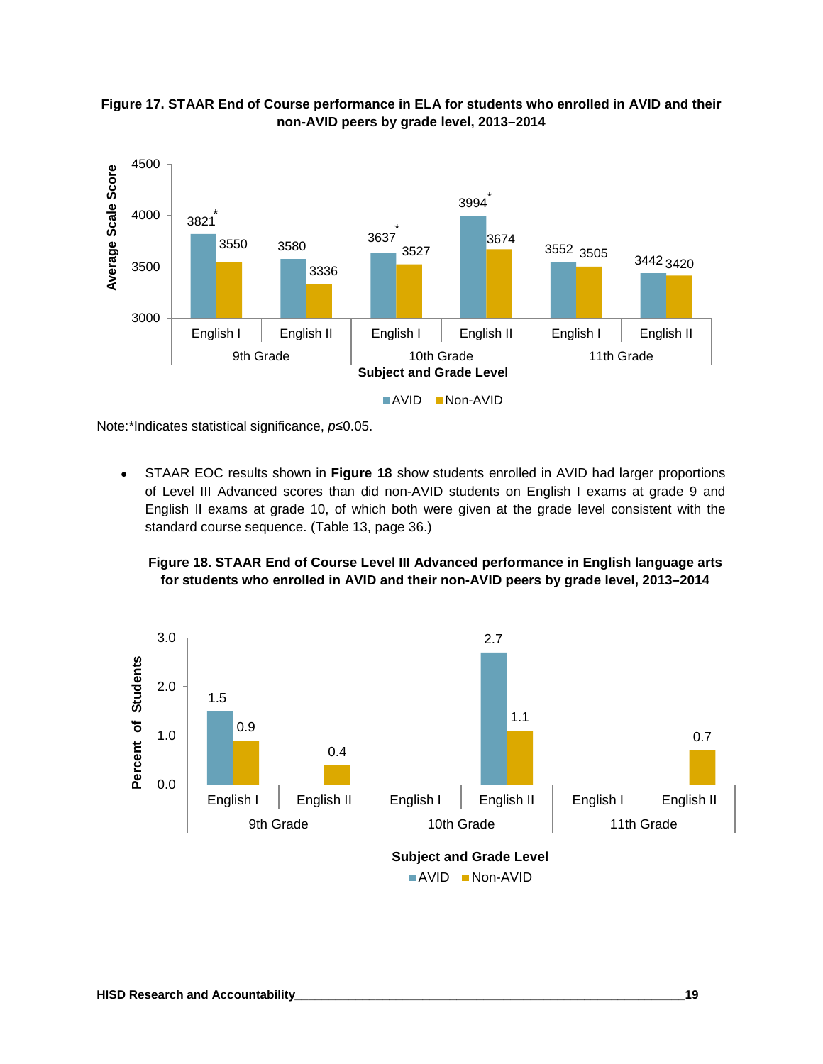**Figure 17. STAAR End of Course performance in ELA for students who enrolled in AVID and their non-AVID peers by grade level, 2013–2014**

| Grade | Subject | AVID | Non-AVID |
|---|---|---|---|
| 9th Grade | English I | 3821* | 3550 |
| 9th Grade | English II | 3580 | 3336 |
| 10th Grade | English I | 3637* | 3527 |
| 10th Grade | English II | 3994* | 3674 |
| 11th Grade | English I | 3552 | 3505 |
| 11th Grade | English II | 3442 | 3420 |

Note:*Indicates statistical significance, $p \leq 0.05$.

- STAAR EOC results shown in **Figure 18** show students enrolled in AVID had larger proportions of Level III Advanced scores than did non-AVID students on English I exams at grade 9 and English II exams at grade 10, of which both were given at the grade level consistent with the standard course sequence. (Table 13, page 36.)

**Figure 18. STAAR End of Course Level III Advanced performance in English language arts for students who enrolled in AVID and their non-AVID peers by grade level, 2013–2014**

| Grade | Subject | AVID | Non-AVID |
|---|---|---|---|
| 9th Grade | English I | 1.5 | 0.9 |
| 9th Grade | English II | | 0.4 |
| 10th Grade | English I | | |
| 10th Grade | English II | 2.7 | 1.1 |
| 11th Grade | English I | | |
| 11th Grade | English II | | 0.7 |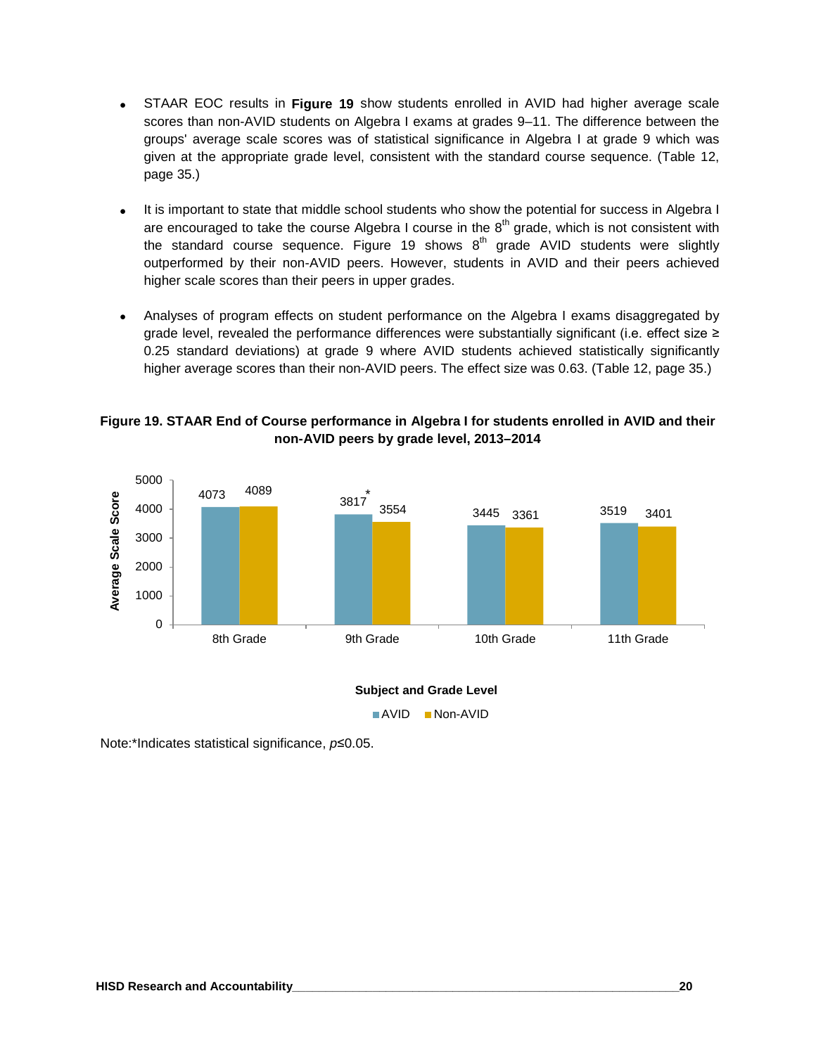- STAAR EOC results in **Figure 19** show students enrolled in AVID had higher average scale scores than non-AVID students on Algebra I exams at grades 9–11. The difference between the groups' average scale scores was of statistical significance in Algebra I at grade 9 which was given at the appropriate grade level, consistent with the standard course sequence. (Table 12, page 35.)

- It is important to state that middle school students who show the potential for success in Algebra I are encouraged to take the course Algebra I course in the 8th grade, which is not consistent with the standard course sequence. Figure 19 shows 8th grade AVID students were slightly outperformed by their non-AVID peers. However, students in AVID and their peers achieved higher scale scores than their peers in upper grades.

- Analyses of program effects on student performance on the Algebra I exams disaggregated by grade level, revealed the performance differences were substantially significant (i.e. effect size ≥ 0.25 standard deviations) at grade 9 where AVID students achieved statistically significantly higher average scores than their non-AVID peers. The effect size was 0.63. (Table 12, page 35.)

**Figure 19. STAAR End of Course performance in Algebra I for students enrolled in AVID and their non-AVID peers by grade level, 2013–2014**

| Subject and Grade Level | AVID | Non-AVID |
|---|---|---|
| 8th Grade | 4073 | 4089 |
| 9th Grade | 3817* | 3554 |
| 10th Grade | 3445 | 3361 |
| 11th Grade | 3519 | 3401 |

Note:*Indicates statistical significance, *p*≤0.05.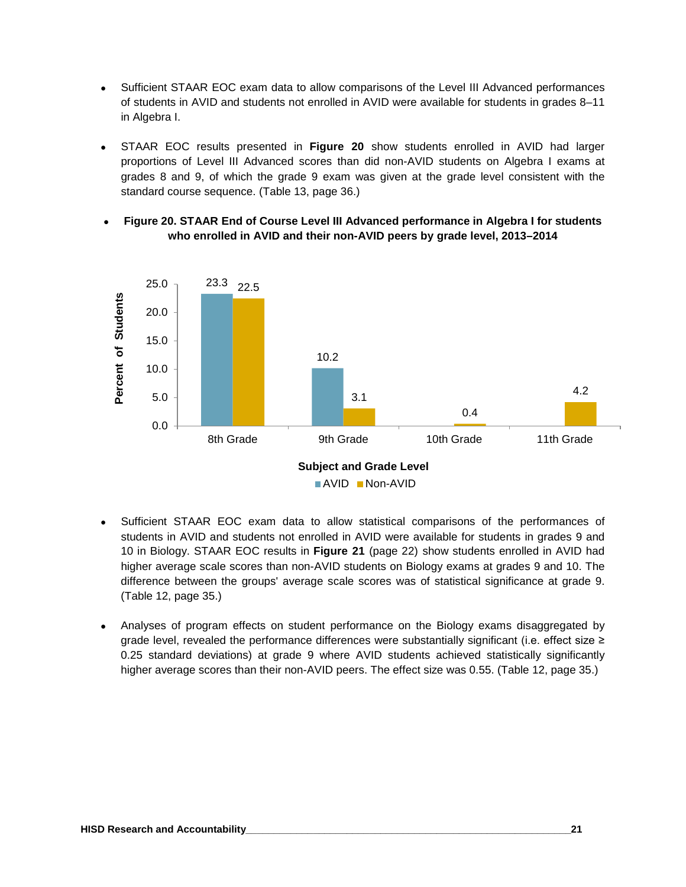- Sufficient STAAR EOC exam data to allow comparisons of the Level III Advanced performances of students in AVID and students not enrolled in AVID were available for students in grades 8–11 in Algebra I.

- STAAR EOC results presented in **Figure 20** show students enrolled in AVID had larger proportions of Level III Advanced scores than did non-AVID students on Algebra I exams at grades 8 and 9, of which the grade 9 exam was given at the grade level consistent with the standard course sequence. (Table 13, page 36.)

- **Figure 20. STAAR End of Course Level III Advanced performance in Algebra I for students who enrolled in AVID and their non-AVID peers by grade level, 2013–2014**

| Subject and Grade Level | AVID | Non-AVID |
|---|---|---|
| 8th Grade | 23.3 | 22.5 |
| 9th Grade | 10.2 | 3.1 |
| 10th Grade | | 0.4 |
| 11th Grade | | 4.2 |

- Sufficient STAAR EOC exam data to allow statistical comparisons of the performances of students in AVID and students not enrolled in AVID were available for students in grades 9 and 10 in Biology. STAAR EOC results in **Figure 21** (page 22) show students enrolled in AVID had higher average scale scores than non-AVID students on Biology exams at grades 9 and 10. The difference between the groups' average scale scores was of statistical significance at grade 9. (Table 12, page 35.)

- Analyses of program effects on student performance on the Biology exams disaggregated by grade level, revealed the performance differences were substantially significant (i.e. effect size ≥ 0.25 standard deviations) at grade 9 where AVID students achieved statistically significantly higher average scores than their non-AVID peers. The effect size was 0.55. (Table 12, page 35.)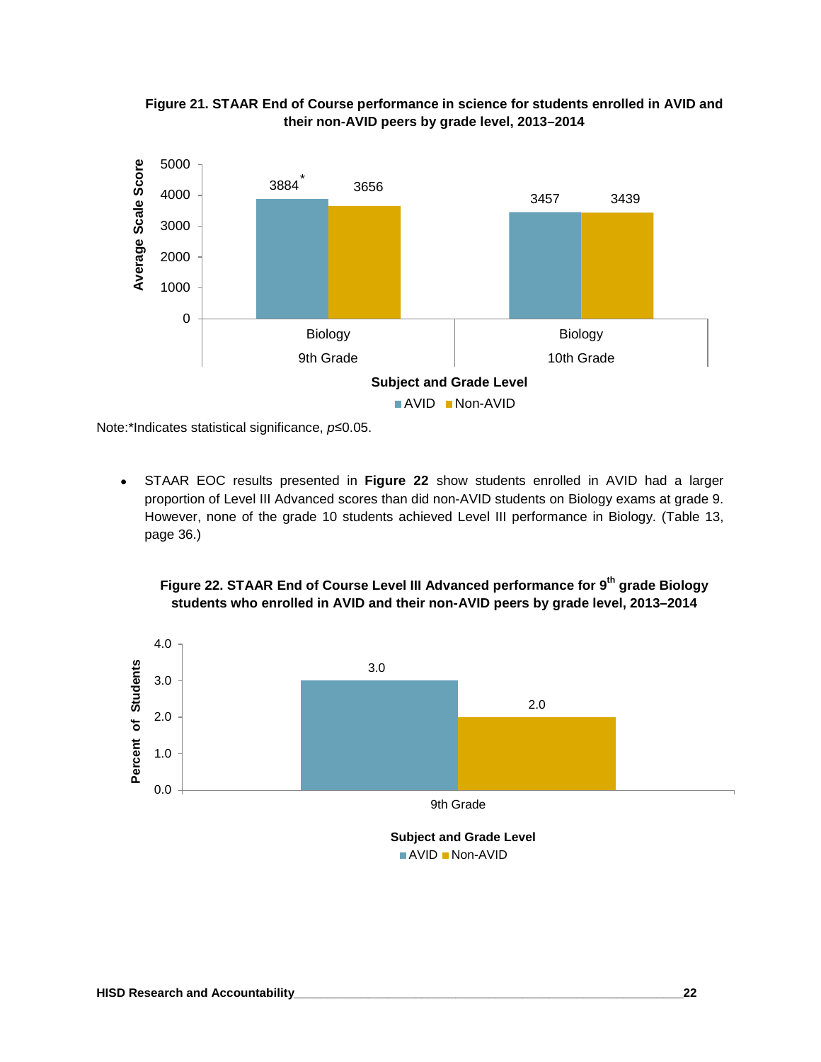**Figure 21. STAAR End of Course performance in science for students enrolled in AVID and their non-AVID peers by grade level, 2013–2014**

| Subject and Grade Level | AVID | Non-AVID |
|---|---|---|
| Biology 9th Grade | 3884* | 3656 |
| Biology 10th Grade | 3457 | 3439 |

Note:*Indicates statistical significance, $p \leq 0.05$.

- STAAR EOC results presented in **Figure 22** show students enrolled in AVID had a larger proportion of Level III Advanced scores than did non-AVID students on Biology exams at grade 9. However, none of the grade 10 students achieved Level III performance in Biology. (Table 13, page 36.)

**Figure 22. STAAR End of Course Level III Advanced performance for 9th grade Biology students who enrolled in AVID and their non-AVID peers by grade level, 2013–2014**

| Subject and Grade Level | AVID | Non-AVID |
|---|---|---|
| 9th Grade | 3.0 | 2.0 |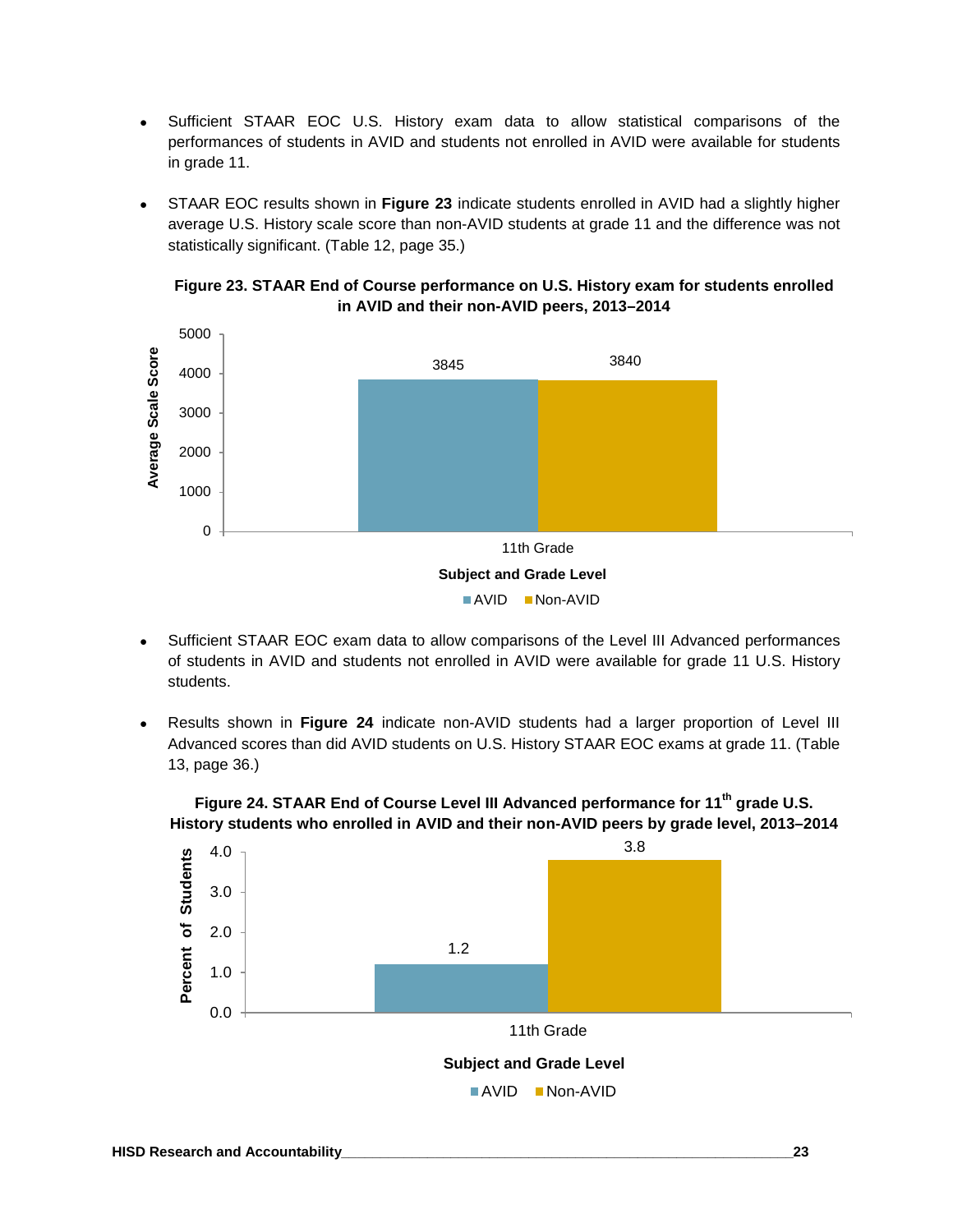- Sufficient STAAR EOC U.S. History exam data to allow statistical comparisons of the performances of students in AVID and students not enrolled in AVID were available for students in grade 11.

- STAAR EOC results shown in **Figure 23** indicate students enrolled in AVID had a slightly higher average U.S. History scale score than non-AVID students at grade 11 and the difference was not statistically significant. (Table 12, page 35.)

**Figure 23. STAAR End of Course performance on U.S. History exam for students enrolled in AVID and their non-AVID peers, 2013–2014**

| Subject and Grade Level | AVID | Non-AVID |
|---|---|---|
| 11th Grade | 3845 | 3840 |

- Sufficient STAAR EOC exam data to allow comparisons of the Level III Advanced performances of students in AVID and students not enrolled in AVID were available for grade 11 U.S. History students.

- Results shown in **Figure 24** indicate non-AVID students had a larger proportion of Level III Advanced scores than did AVID students on U.S. History STAAR EOC exams at grade 11. (Table 13, page 36.)

**Figure 24. STAAR End of Course Level III Advanced performance for 11th grade U.S. History students who enrolled in AVID and their non-AVID peers by grade level, 2013–2014**

| Subject and Grade Level | AVID | Non-AVID |
|---|---|---|
| 11th Grade | 1.2 | 3.8 |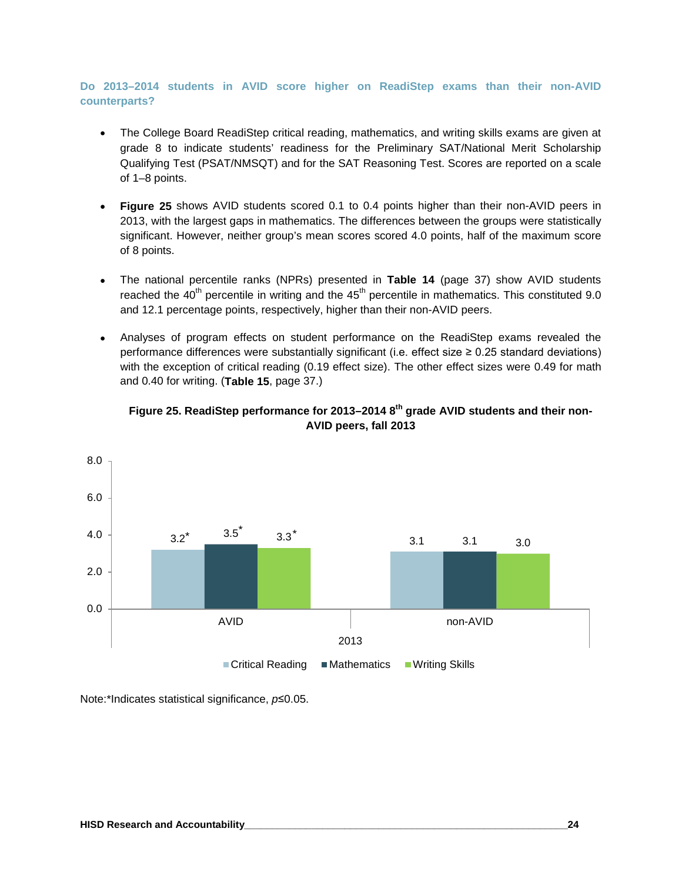### Do 2013–2014 students in AVID score higher on ReadiStep exams than their non-AVID counterparts?

- The College Board ReadiStep critical reading, mathematics, and writing skills exams are given at grade 8 to indicate students' readiness for the Preliminary SAT/National Merit Scholarship Qualifying Test (PSAT/NMSQT) and for the SAT Reasoning Test. Scores are reported on a scale of 1–8 points.

- **Figure 25** shows AVID students scored 0.1 to 0.4 points higher than their non-AVID peers in 2013, with the largest gaps in mathematics. The differences between the groups were statistically significant. However, neither group's mean scores scored 4.0 points, half of the maximum score of 8 points.

- The national percentile ranks (NPRs) presented in **Table 14** (page 37) show AVID students reached the 40th percentile in writing and the 45th percentile in mathematics. This constituted 9.0 and 12.1 percentage points, respectively, higher than their non-AVID peers.

- Analyses of program effects on student performance on the ReadiStep exams revealed the performance differences were substantially significant (i.e. effect size ≥ 0.25 standard deviations) with the exception of critical reading (0.19 effect size). The other effect sizes were 0.49 for math and 0.40 for writing. (**Table 15**, page 37.)

**Figure 25. ReadiStep performance for 2013–2014 8th grade AVID students and their non-AVID peers, fall 2013**

| 2013 | Critical Reading | Mathematics | Writing Skills |
|---|---|---|---|
| AVID | 3.2* | 3.5* | 3.3* |
| non-AVID | 3.1 | 3.1 | 3.0 |

Note:*Indicates statistical significance, $p \leq 0.05$.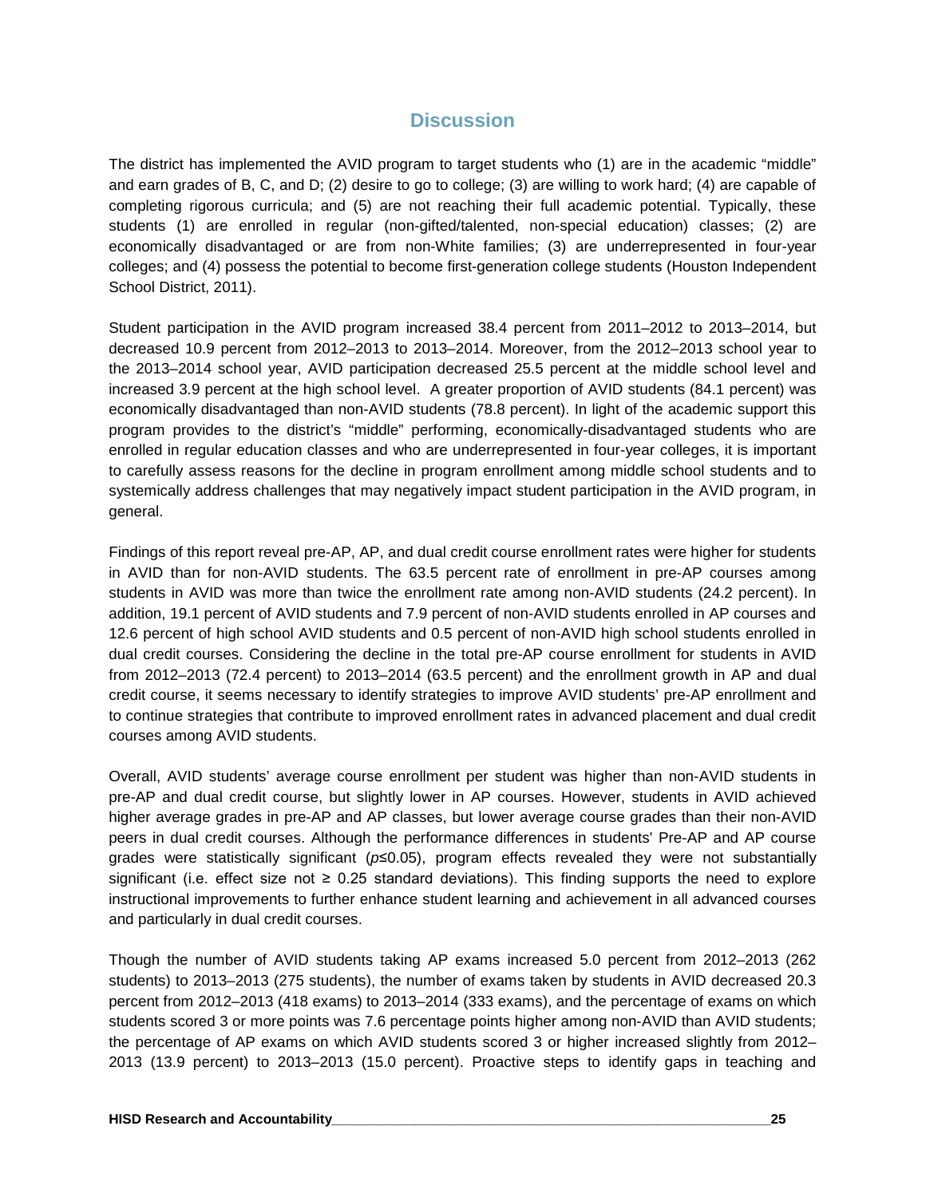## Discussion

The district has implemented the AVID program to target students who (1) are in the academic "middle" and earn grades of B, C, and D; (2) desire to go to college; (3) are willing to work hard; (4) are capable of completing rigorous curricula; and (5) are not reaching their full academic potential. Typically, these students (1) are enrolled in regular (non-gifted/talented, non-special education) classes; (2) are economically disadvantaged or are from non-White families; (3) are underrepresented in four-year colleges; and (4) possess the potential to become first-generation college students (Houston Independent School District, 2011).

Student participation in the AVID program increased 38.4 percent from 2011–2012 to 2013–2014, but decreased 10.9 percent from 2012–2013 to 2013–2014. Moreover, from the 2012–2013 school year to the 2013–2014 school year, AVID participation decreased 25.5 percent at the middle school level and increased 3.9 percent at the high school level. A greater proportion of AVID students (84.1 percent) was economically disadvantaged than non-AVID students (78.8 percent). In light of the academic support this program provides to the district's "middle" performing, economically-disadvantaged students who are enrolled in regular education classes and who are underrepresented in four-year colleges, it is important to carefully assess reasons for the decline in program enrollment among middle school students and to systemically address challenges that may negatively impact student participation in the AVID program, in general.

Findings of this report reveal pre-AP, AP, and dual credit course enrollment rates were higher for students in AVID than for non-AVID students. The 63.5 percent rate of enrollment in pre-AP courses among students in AVID was more than twice the enrollment rate among non-AVID students (24.2 percent). In addition, 19.1 percent of AVID students and 7.9 percent of non-AVID students enrolled in AP courses and 12.6 percent of high school AVID students and 0.5 percent of non-AVID high school students enrolled in dual credit courses. Considering the decline in the total pre-AP course enrollment for students in AVID from 2012–2013 (72.4 percent) to 2013–2014 (63.5 percent) and the enrollment growth in AP and dual credit course, it seems necessary to identify strategies to improve AVID students' pre-AP enrollment and to continue strategies that contribute to improved enrollment rates in advanced placement and dual credit courses among AVID students.

Overall, AVID students' average course enrollment per student was higher than non-AVID students in pre-AP and dual credit course, but slightly lower in AP courses. However, students in AVID achieved higher average grades in pre-AP and AP classes, but lower average course grades than their non-AVID peers in dual credit courses. Although the performance differences in students' Pre-AP and AP course grades were statistically significant ($p \leq 0.05$), program effects revealed they were not substantially significant (i.e. effect size not ≥ 0.25 standard deviations). This finding supports the need to explore instructional improvements to further enhance student learning and achievement in all advanced courses and particularly in dual credit courses.

Though the number of AVID students taking AP exams increased 5.0 percent from 2012–2013 (262 students) to 2013–2013 (275 students), the number of exams taken by students in AVID decreased 20.3 percent from 2012–2013 (418 exams) to 2013–2014 (333 exams), and the percentage of exams on which students scored 3 or more points was 7.6 percentage points higher among non-AVID than AVID students; the percentage of AP exams on which AVID students scored 3 or higher increased slightly from 2012–2013 (13.9 percent) to 2013–2013 (15.0 percent). Proactive steps to identify gaps in teaching and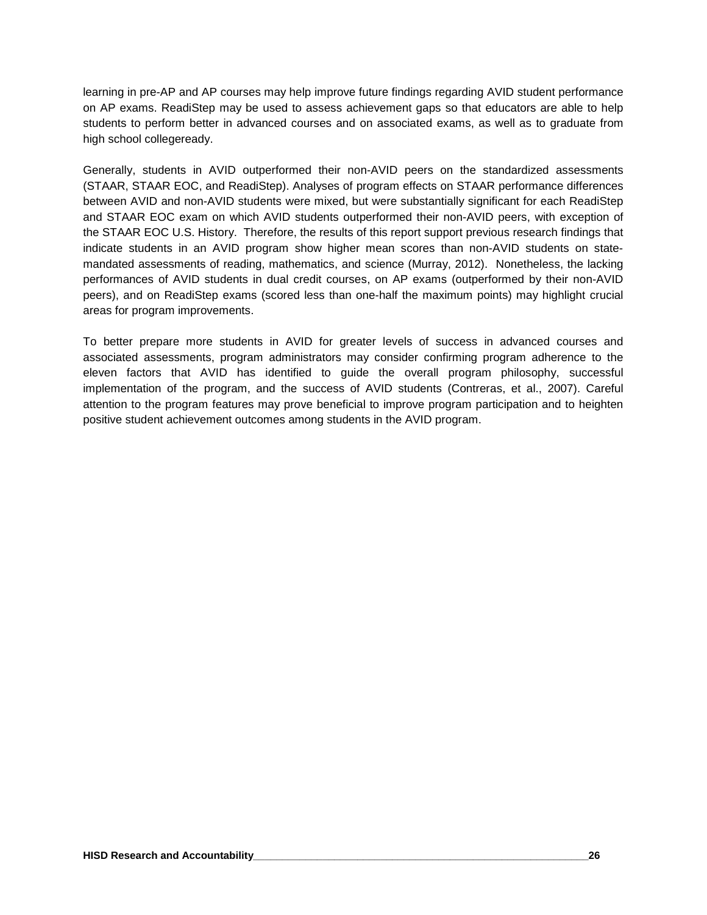learning in pre-AP and AP courses may help improve future findings regarding AVID student performance on AP exams. ReadiStep may be used to assess achievement gaps so that educators are able to help students to perform better in advanced courses and on associated exams, as well as to graduate from high school collegeready.

Generally, students in AVID outperformed their non-AVID peers on the standardized assessments (STAAR, STAAR EOC, and ReadiStep). Analyses of program effects on STAAR performance differences between AVID and non-AVID students were mixed, but were substantially significant for each ReadiStep and STAAR EOC exam on which AVID students outperformed their non-AVID peers, with exception of the STAAR EOC U.S. History. Therefore, the results of this report support previous research findings that indicate students in an AVID program show higher mean scores than non-AVID students on state-mandated assessments of reading, mathematics, and science (Murray, 2012). Nonetheless, the lacking performances of AVID students in dual credit courses, on AP exams (outperformed by their non-AVID peers), and on ReadiStep exams (scored less than one-half the maximum points) may highlight crucial areas for program improvements.

To better prepare more students in AVID for greater levels of success in advanced courses and associated assessments, program administrators may consider confirming program adherence to the eleven factors that AVID has identified to guide the overall program philosophy, successful implementation of the program, and the success of AVID students (Contreras, et al., 2007). Careful attention to the program features may prove beneficial to improve program participation and to heighten positive student achievement outcomes among students in the AVID program.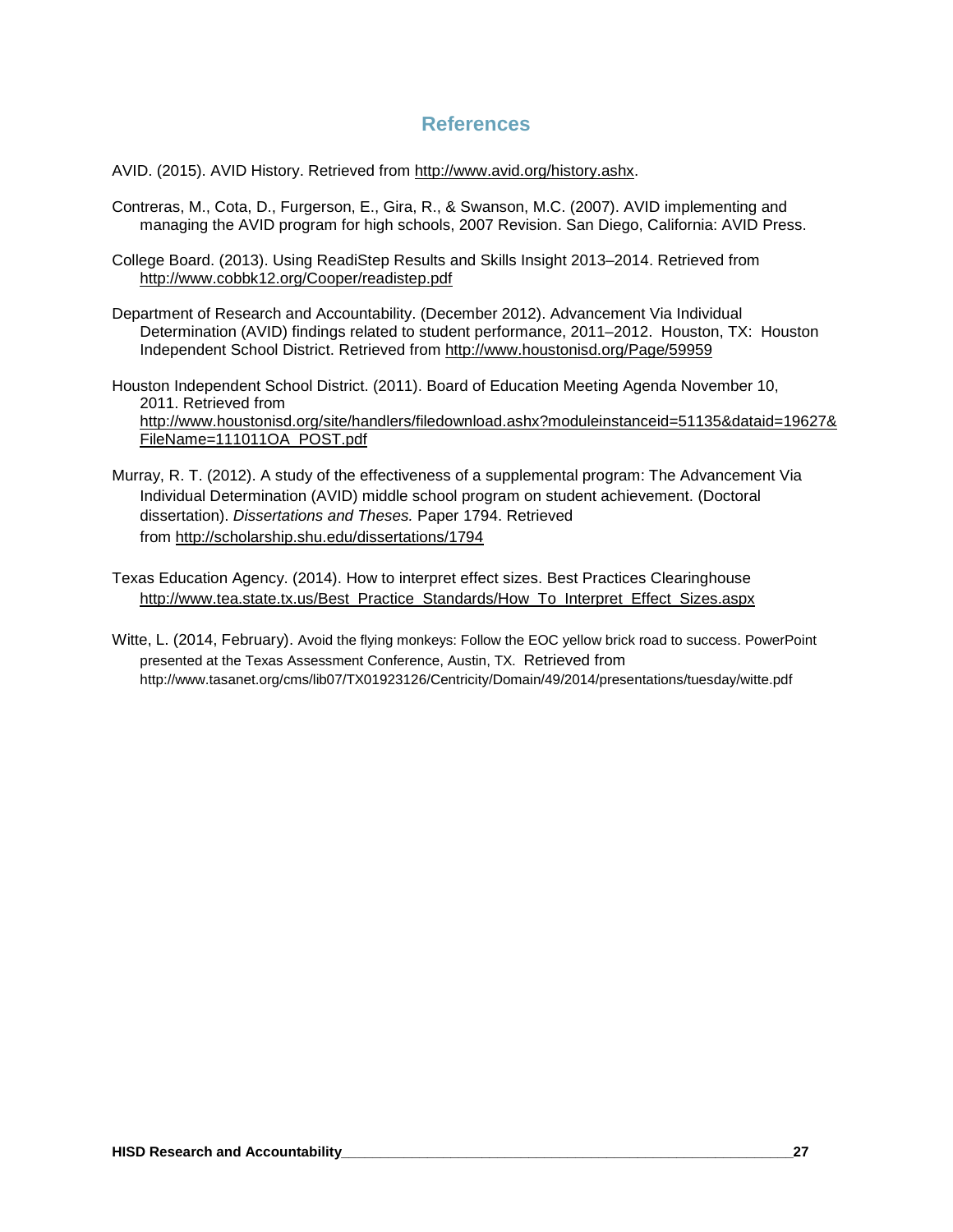# References

AVID. (2015). AVID History. Retrieved from http://www.avid.org/history.ashx.

Contreras, M., Cota, D., Furgerson, E., Gira, R., & Swanson, M.C. (2007). AVID implementing and managing the AVID program for high schools, 2007 Revision. San Diego, California: AVID Press.

College Board. (2013). Using ReadiStep Results and Skills Insight 2013–2014. Retrieved from http://www.cobbk12.org/Cooper/readistep.pdf

Department of Research and Accountability. (December 2012). Advancement Via Individual Determination (AVID) findings related to student performance, 2011–2012. Houston, TX: Houston Independent School District. Retrieved from http://www.houstonisd.org/Page/59959

Houston Independent School District. (2011). Board of Education Meeting Agenda November 10, 2011. Retrieved from http://www.houstonisd.org/site/handlers/filedownload.ashx?moduleinstanceid=51135&dataid=19627&FileName=111011OA_POST.pdf

Murray, R. T. (2012). A study of the effectiveness of a supplemental program: The Advancement Via Individual Determination (AVID) middle school program on student achievement. (Doctoral dissertation). *Dissertations and Theses.* Paper 1794. Retrieved from http://scholarship.shu.edu/dissertations/1794

Texas Education Agency. (2014). How to interpret effect sizes. Best Practices Clearinghouse http://www.tea.state.tx.us/Best_Practice_Standards/How_To_Interpret_Effect_Sizes.aspx

Witte, L. (2014, February). Avoid the flying monkeys: Follow the EOC yellow brick road to success. PowerPoint presented at the Texas Assessment Conference, Austin, TX. Retrieved from http://www.tasanet.org/cms/lib07/TX01923126/Centricity/Domain/49/2014/presentations/tuesday/witte.pdf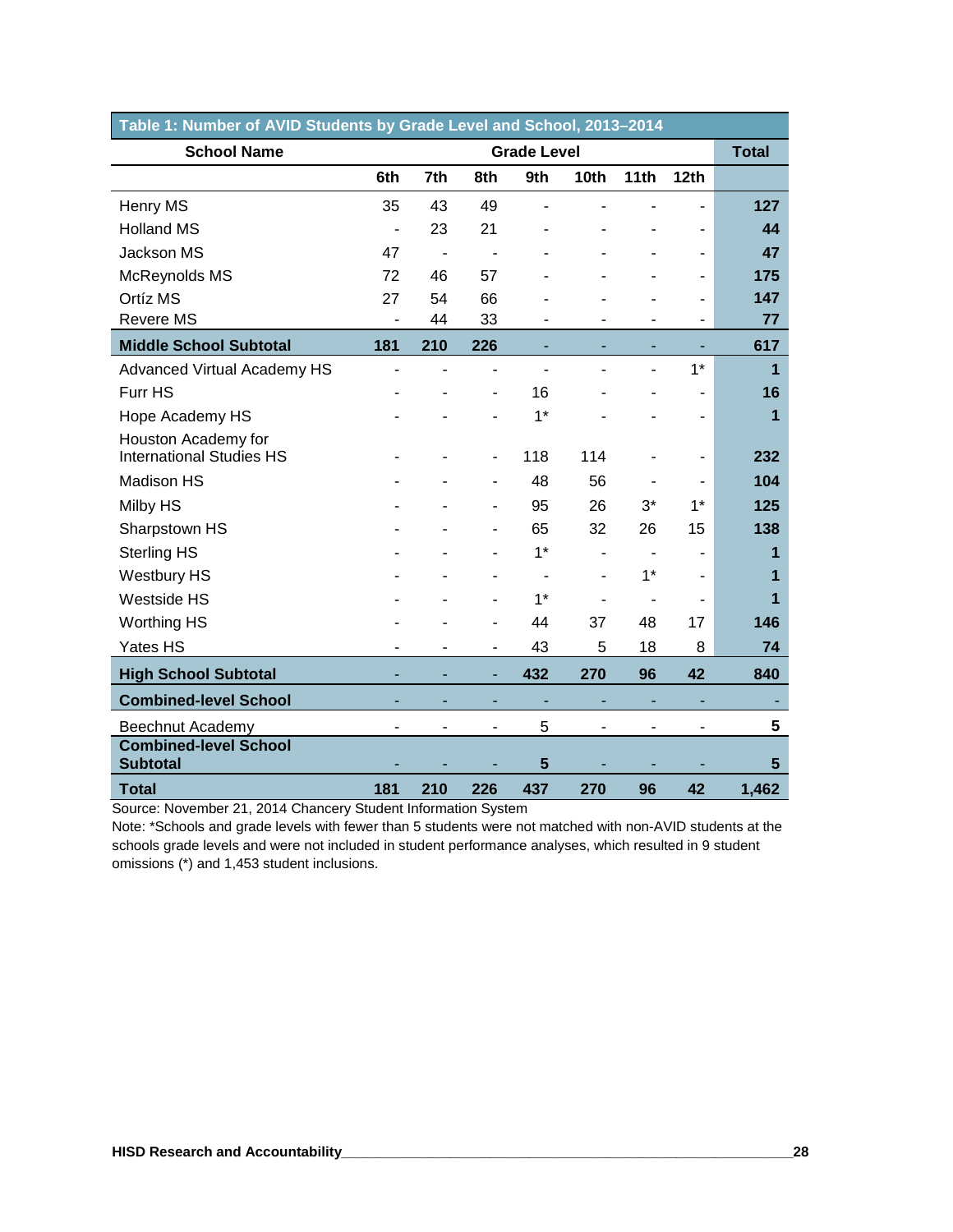**Table 1: Number of AVID Students by Grade Level and School, 2013–2014**

| School Name | Grade Level | | | | | | | Total |
|---|---|---|---|---|---|---|---|---|
| | 6th | 7th | 8th | 9th | 10th | 11th | 12th | |
| Henry MS | 35 | 43 | 49 | - | - | - | - | **127** |
| Holland MS | - | 23 | 21 | - | - | - | - | **44** |
| Jackson MS | 47 | - | - | - | - | - | - | **47** |
| McReynolds MS | 72 | 46 | 57 | - | - | - | - | **175** |
| Ortíz MS | 27 | 54 | 66 | - | - | - | - | **147** |
| Revere MS | - | 44 | 33 | - | - | - | - | **77** |
| **Middle School Subtotal** | **181** | **210** | **226** | - | - | - | - | **617** |
| Advanced Virtual Academy HS | - | - | - | - | - | - | 1* | **1** |
| Furr HS | - | - | - | 16 | - | - | - | **16** |
| Hope Academy HS | - | - | - | 1* | - | - | - | **1** |
| Houston Academy for International Studies HS | - | - | - | 118 | 114 | - | - | **232** |
| Madison HS | - | - | - | 48 | 56 | - | - | **104** |
| Milby HS | - | - | - | 95 | 26 | 3* | 1* | **125** |
| Sharpstown HS | - | - | - | 65 | 32 | 26 | 15 | **138** |
| Sterling HS | - | - | - | 1* | - | - | - | **1** |
| Westbury HS | - | - | - | - | - | 1* | - | **1** |
| Westside HS | - | - | - | 1* | - | - | - | **1** |
| Worthing HS | - | - | - | 44 | 37 | 48 | 17 | **146** |
| Yates HS | - | - | - | 43 | 5 | 18 | 8 | **74** |
| **High School Subtotal** | - | - | - | **432** | **270** | **96** | **42** | **840** |
| **Combined-level School** | - | - | - | - | - | - | - | - |
| Beechnut Academy | - | - | - | 5 | - | - | - | **5** |
| **Combined-level School Subtotal** | - | - | - | **5** | - | - | - | **5** |
| **Total** | **181** | **210** | **226** | **437** | **270** | **96** | **42** | **1,462** |

Source: November 21, 2014 Chancery Student Information System

Note: *Schools and grade levels with fewer than 5 students were not matched with non-AVID students at the schools grade levels and were not included in student performance analyses, which resulted in 9 student omissions (*) and 1,453 student inclusions.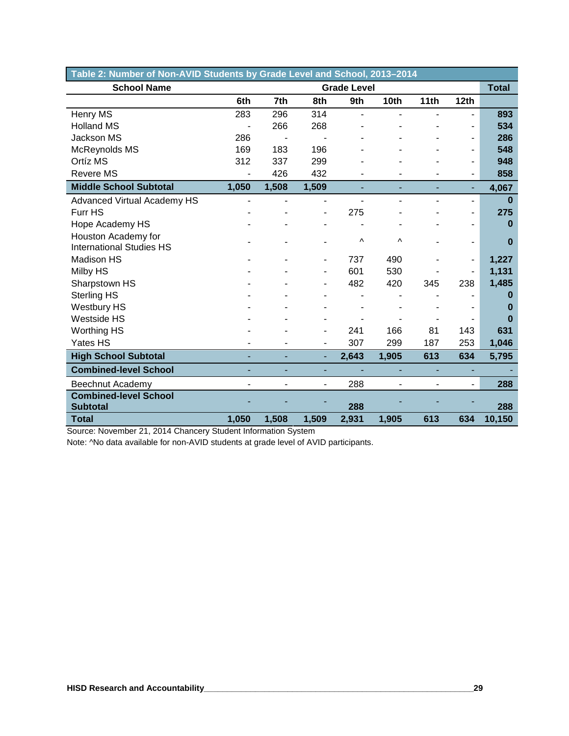| Table 2: Number of Non-AVID Students by Grade Level and School, 2013–2014 | | | | | | | | |
|---|---|---|---|---|---|---|---|---|
| **School Name** | **Grade Level** | | | | | | | **Total** |
| | **6th** | **7th** | **8th** | **9th** | **10th** | **11th** | **12th** | |
| Henry MS | 283 | 296 | 314 | - | - | - | - | **893** |
| Holland MS | - | 266 | 268 | - | - | - | - | **534** |
| Jackson MS | 286 | - | - | - | - | - | - | **286** |
| McReynolds MS | 169 | 183 | 196 | - | - | - | - | **548** |
| Ortíz MS | 312 | 337 | 299 | - | - | - | - | **948** |
| Revere MS | - | 426 | 432 | - | - | - | - | **858** |
| **Middle School Subtotal** | **1,050** | **1,508** | **1,509** | - | - | - | - | **4,067** |
| Advanced Virtual Academy HS | - | - | - | - | - | - | - | **0** |
| Furr HS | - | - | - | 275 | - | - | - | **275** |
| Hope Academy HS | - | - | - | - | - | - | - | **0** |
| Houston Academy for International Studies HS | - | - | - | ^ | ^ | - | - | **0** |
| Madison HS | - | - | - | 737 | 490 | - | - | **1,227** |
| Milby HS | - | - | - | 601 | 530 | - | - | **1,131** |
| Sharpstown HS | - | - | - | 482 | 420 | 345 | 238 | **1,485** |
| Sterling HS | - | - | - | - | - | - | - | **0** |
| Westbury HS | - | - | - | - | - | - | - | **0** |
| Westside HS | - | - | - | - | - | - | - | **0** |
| Worthing HS | - | - | - | 241 | 166 | 81 | 143 | **631** |
| Yates HS | - | - | - | 307 | 299 | 187 | 253 | **1,046** |
| **High School Subtotal** | - | - | - | **2,643** | **1,905** | **613** | **634** | **5,795** |
| **Combined-level School** | - | - | - | - | - | - | - | - |
| Beechnut Academy | - | - | - | 288 | - | - | - | **288** |
| **Combined-level School Subtotal** | - | - | - | **288** | - | - | - | **288** |
| **Total** | **1,050** | **1,508** | **1,509** | **2,931** | **1,905** | **613** | **634** | **10,150** |

Source: November 21, 2014 Chancery Student Information System

Note: ^No data available for non-AVID students at grade level of AVID participants.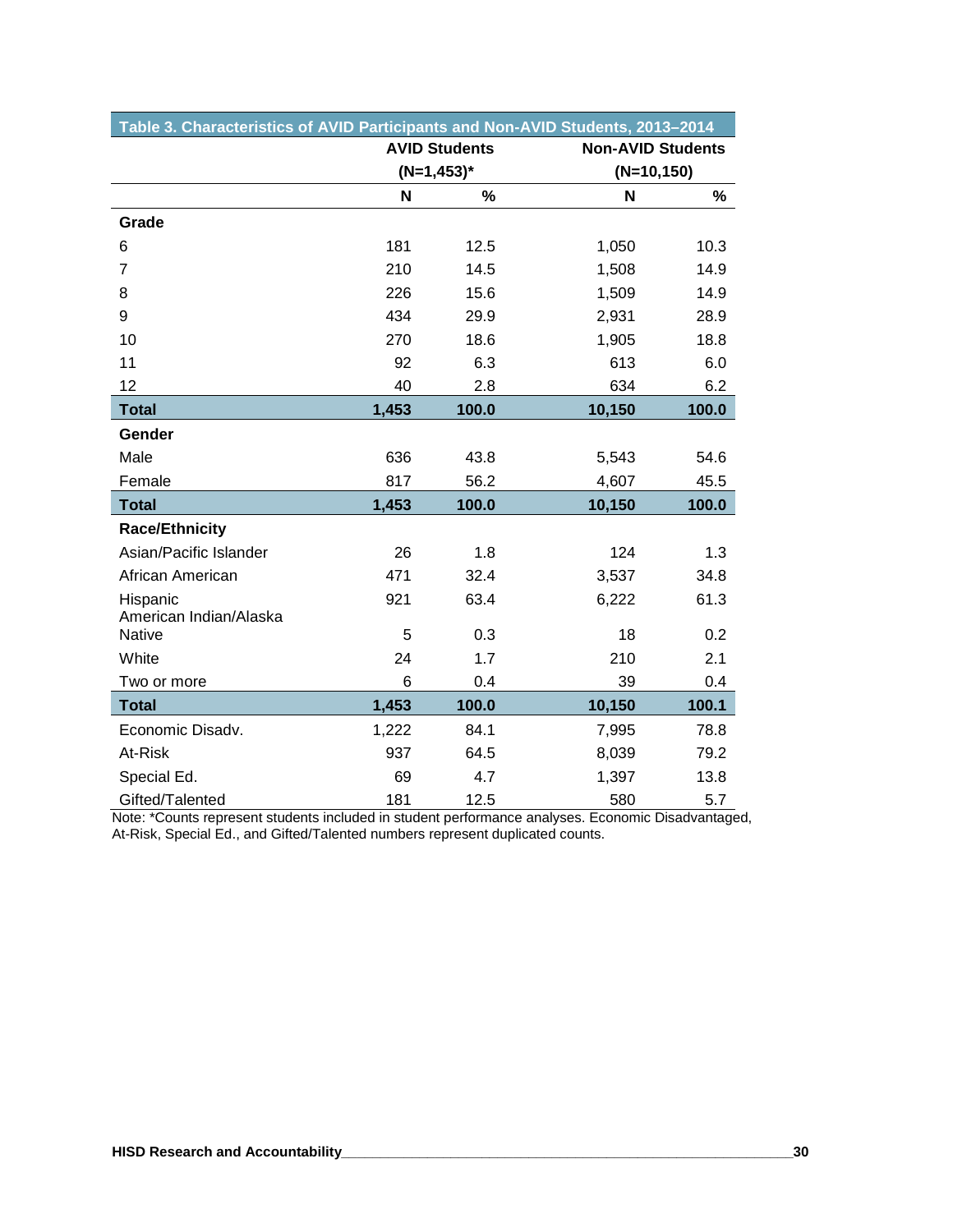| Table 3. Characteristics of AVID Participants and Non-AVID Students, 2013–2014 | | | | |
|---|---|---|---|---|
| | AVID Students (N=1,453)* | | Non-AVID Students (N=10,150) | |
| | N | % | N | % |
| **Grade** | | | | |
| 6 | 181 | 12.5 | 1,050 | 10.3 |
| 7 | 210 | 14.5 | 1,508 | 14.9 |
| 8 | 226 | 15.6 | 1,509 | 14.9 |
| 9 | 434 | 29.9 | 2,931 | 28.9 |
| 10 | 270 | 18.6 | 1,905 | 18.8 |
| 11 | 92 | 6.3 | 613 | 6.0 |
| 12 | 40 | 2.8 | 634 | 6.2 |
| **Total** | **1,453** | **100.0** | **10,150** | **100.0** |
| **Gender** | | | | |
| Male | 636 | 43.8 | 5,543 | 54.6 |
| Female | 817 | 56.2 | 4,607 | 45.5 |
| **Total** | **1,453** | **100.0** | **10,150** | **100.0** |
| **Race/Ethnicity** | | | | |
| Asian/Pacific Islander | 26 | 1.8 | 124 | 1.3 |
| African American | 471 | 32.4 | 3,537 | 34.8 |
| Hispanic | 921 | 63.4 | 6,222 | 61.3 |
| American Indian/Alaska Native | 5 | 0.3 | 18 | 0.2 |
| White | 24 | 1.7 | 210 | 2.1 |
| Two or more | 6 | 0.4 | 39 | 0.4 |
| **Total** | **1,453** | **100.0** | **10,150** | **100.1** |
| Economic Disadv. | 1,222 | 84.1 | 7,995 | 78.8 |
| At-Risk | 937 | 64.5 | 8,039 | 79.2 |
| Special Ed. | 69 | 4.7 | 1,397 | 13.8 |
| Gifted/Talented | 181 | 12.5 | 580 | 5.7 |

Note: *Counts represent students included in student performance analyses. Economic Disadvantaged, At-Risk, Special Ed., and Gifted/Talented numbers represent duplicated counts.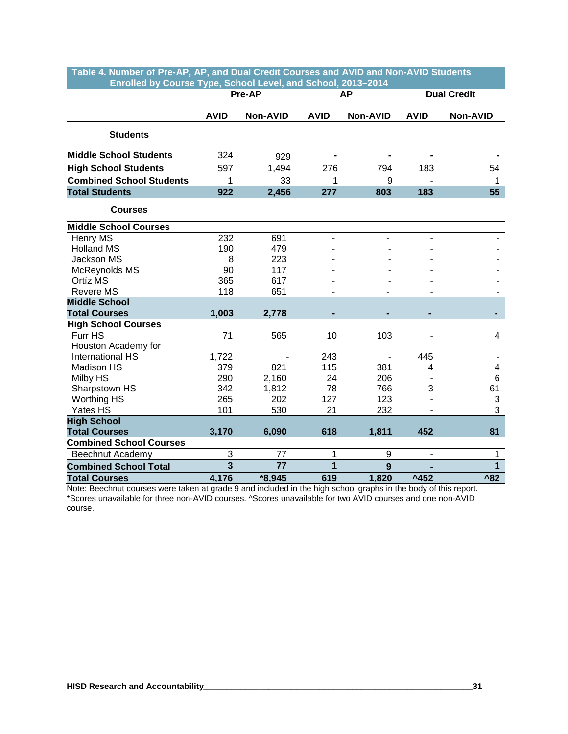| Table 4. Number of Pre-AP, AP, and Dual Credit Courses and AVID and Non-AVID Students Enrolled by Course Type, School Level, and School, 2013–2014 | | | | | | |
|---|---|---|---|---|---|---|
| | **Pre-AP** | | **AP** | | **Dual Credit** | |
| | **AVID** | **Non-AVID** | **AVID** | **Non-AVID** | **AVID** | **Non-AVID** |
| **Students** | | | | | | |
| **Middle School Students** | 324 | 929 | - | - | - | - |
| **High School Students** | 597 | 1,494 | 276 | 794 | 183 | 54 |
| **Combined School Students** | 1 | 33 | 1 | 9 | - | 1 |
| **Total Students** | **922** | **2,456** | **277** | **803** | **183** | **55** |
| **Courses** | | | | | | |
| **Middle School Courses** | | | | | | |
| Henry MS | 232 | 691 | - | - | - | - |
| Holland MS | 190 | 479 | - | - | - | - |
| Jackson MS | 8 | 223 | - | - | - | - |
| McReynolds MS | 90 | 117 | - | - | - | - |
| Ortíz MS | 365 | 617 | - | - | - | - |
| Revere MS | 118 | 651 | - | - | - | - |
| **Middle School Total Courses** | **1,003** | **2,778** | **-** | **-** | **-** | **-** |
| **High School Courses** | | | | | | |
| Furr HS | 71 | 565 | 10 | 103 | - | 4 |
| Houston Academy for International HS | 1,722 | - | 243 | - | 445 | - |
| Madison HS | 379 | 821 | 115 | 381 | 4 | 4 |
| Milby HS | 290 | 2,160 | 24 | 206 | - | 6 |
| Sharpstown HS | 342 | 1,812 | 78 | 766 | 3 | 61 |
| Worthing HS | 265 | 202 | 127 | 123 | - | 3 |
| Yates HS | 101 | 530 | 21 | 232 | - | 3 |
| **High School Total Courses** | **3,170** | **6,090** | **618** | **1,811** | **452** | **81** |
| **Combined School Courses** | | | | | | |
| Beechnut Academy | 3 | 77 | 1 | 9 | - | 1 |
| **Combined School Total** | **3** | **77** | **1** | **9** | **-** | **1** |
| **Total Courses** | **4,176** | **\*8,945** | **619** | **1,820** | **^452** | **^82** |

Note: Beechnut courses were taken at grade 9 and included in the high school graphs in the body of this report. *Scores unavailable for three non-AVID courses. ^Scores unavailable for two AVID courses and one non-AVID course.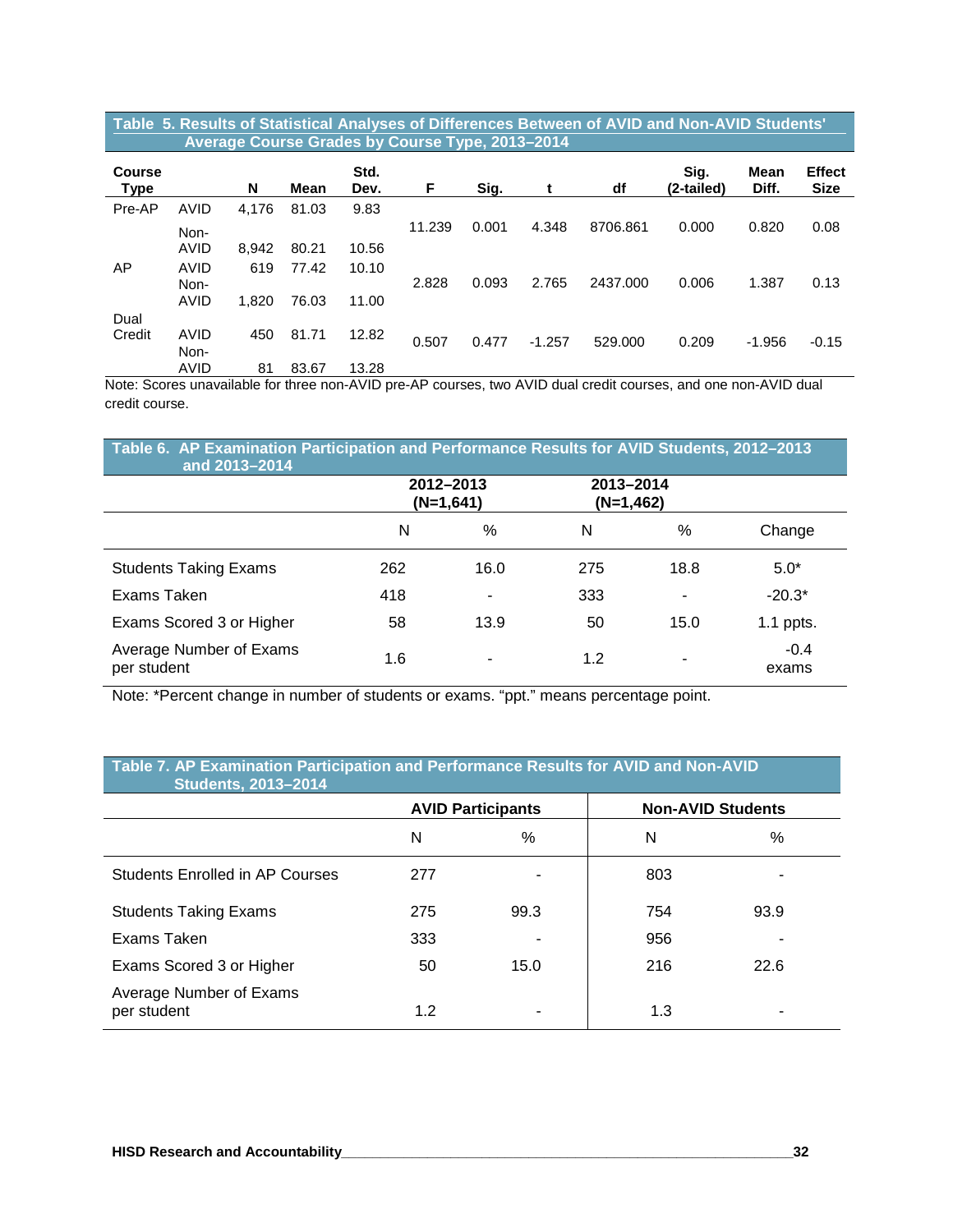**Table 5. Results of Statistical Analyses of Differences Between of AVID and Non-AVID Students' Average Course Grades by Course Type, 2013–2014**

| Course Type | | N | Mean | Std. Dev. | F | Sig. | t | df | Sig. (2-tailed) | Mean Diff. | Effect Size |
|---|---|---|---|---|---|---|---|---|---|---|---|
| Pre-AP | AVID | 4,176 | 81.03 | 9.83 | 11.239 | 0.001 | 4.348 | 8706.861 | 0.000 | 0.820 | 0.08 |
| | Non-AVID | 8,942 | 80.21 | 10.56 | | | | | | | |
| AP | AVID | 619 | 77.42 | 10.10 | 2.828 | 0.093 | 2.765 | 2437.000 | 0.006 | 1.387 | 0.13 |
| | Non-AVID | 1,820 | 76.03 | 11.00 | | | | | | | |
| Dual Credit | AVID | 450 | 81.71 | 12.82 | 0.507 | 0.477 | -1.257 | 529.000 | 0.209 | -1.956 | -0.15 |
| | Non-AVID | 81 | 83.67 | 13.28 | | | | | | | |

Note: Scores unavailable for three non-AVID pre-AP courses, two AVID dual credit courses, and one non-AVID dual credit course.

**Table 6. AP Examination Participation and Performance Results for AVID Students, 2012–2013 and 2013–2014**

| | 2012–2013 (N=1,641) | | 2013–2014 (N=1,462) | | |
|---|---|---|---|---|---|
| | N | % | N | % | Change |
| Students Taking Exams | 262 | 16.0 | 275 | 18.8 | 5.0* |
| Exams Taken | 418 | - | 333 | - | -20.3* |
| Exams Scored 3 or Higher | 58 | 13.9 | 50 | 15.0 | 1.1 ppts. |
| Average Number of Exams per student | 1.6 | - | 1.2 | - | -0.4 exams |

Note: *Percent change in number of students or exams. "ppt." means percentage point.

**Table 7. AP Examination Participation and Performance Results for AVID and Non-AVID Students, 2013–2014**

| | AVID Participants | | Non-AVID Students | |
|---|---|---|---|---|
| | N | % | N | % |
| Students Enrolled in AP Courses | 277 | - | 803 | - |
| Students Taking Exams | 275 | 99.3 | 754 | 93.9 |
| Exams Taken | 333 | - | 956 | - |
| Exams Scored 3 or Higher | 50 | 15.0 | 216 | 22.6 |
| Average Number of Exams per student | 1.2 | - | 1.3 | - |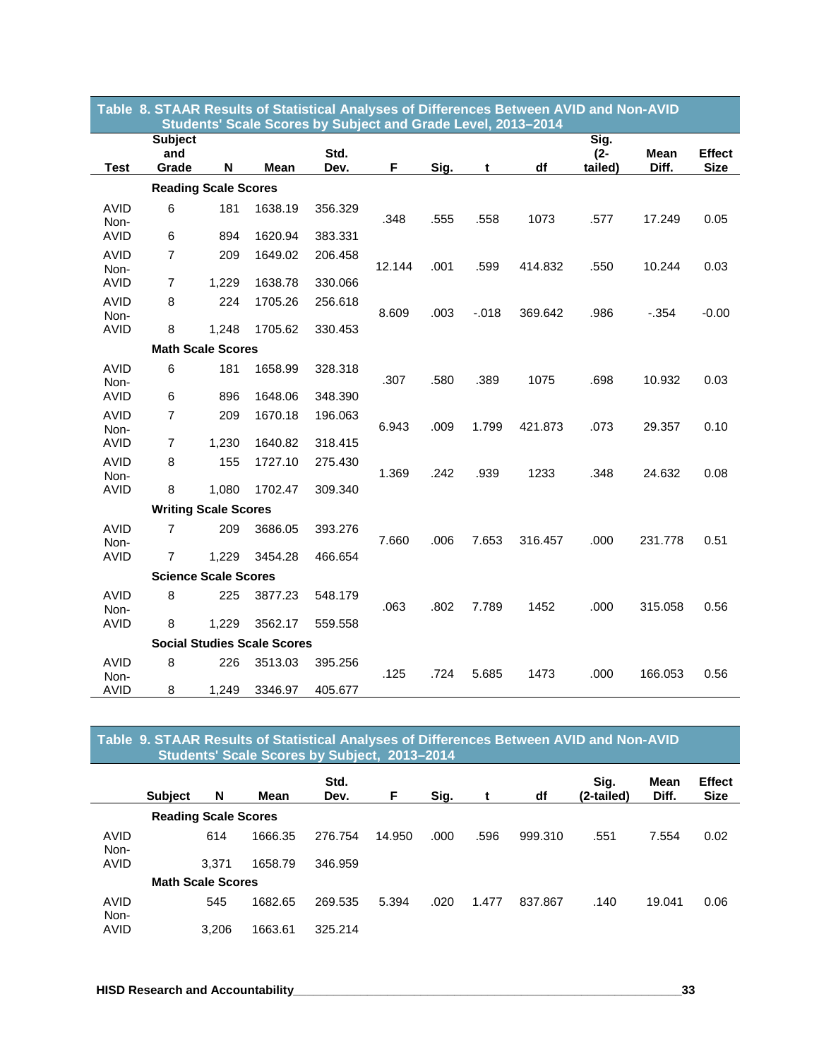**Table 8. STAAR Results of Statistical Analyses of Differences Between AVID and Non-AVID Students' Scale Scores by Subject and Grade Level, 2013–2014**

| Test | Subject and Grade | N | Mean | Std. Dev. | F | Sig. | t | df | Sig. (2-tailed) | Mean Diff. | Effect Size |
|---|---|---|---|---|---|---|---|---|---|---|---|
| | **Reading Scale Scores** | | | | | | | | | | |
| AVID | 6 | 181 | 1638.19 | 356.329 | .348 | .555 | .558 | 1073 | .577 | 17.249 | 0.05 |
| Non-AVID | 6 | 894 | 1620.94 | 383.331 | | | | | | | |
| AVID | 7 | 209 | 1649.02 | 206.458 | 12.144 | .001 | .599 | 414.832 | .550 | 10.244 | 0.03 |
| Non-AVID | 7 | 1,229 | 1638.78 | 330.066 | | | | | | | |
| AVID | 8 | 224 | 1705.26 | 256.618 | 8.609 | .003 | -.018 | 369.642 | .986 | -.354 | -0.00 |
| Non-AVID | 8 | 1,248 | 1705.62 | 330.453 | | | | | | | |
| | **Math Scale Scores** | | | | | | | | | | |
| AVID | 6 | 181 | 1658.99 | 328.318 | .307 | .580 | .389 | 1075 | .698 | 10.932 | 0.03 |
| Non-AVID | 6 | 896 | 1648.06 | 348.390 | | | | | | | |
| AVID | 7 | 209 | 1670.18 | 196.063 | 6.943 | .009 | 1.799 | 421.873 | .073 | 29.357 | 0.10 |
| Non-AVID | 7 | 1,230 | 1640.82 | 318.415 | | | | | | | |
| AVID | 8 | 155 | 1727.10 | 275.430 | 1.369 | .242 | .939 | 1233 | .348 | 24.632 | 0.08 |
| Non-AVID | 8 | 1,080 | 1702.47 | 309.340 | | | | | | | |
| | **Writing Scale Scores** | | | | | | | | | | |
| AVID | 7 | 209 | 3686.05 | 393.276 | 7.660 | .006 | 7.653 | 316.457 | .000 | 231.778 | 0.51 |
| Non-AVID | 7 | 1,229 | 3454.28 | 466.654 | | | | | | | |
| | **Science Scale Scores** | | | | | | | | | | |
| AVID | 8 | 225 | 3877.23 | 548.179 | .063 | .802 | 7.789 | 1452 | .000 | 315.058 | 0.56 |
| Non-AVID | 8 | 1,229 | 3562.17 | 559.558 | | | | | | | |
| | **Social Studies Scale Scores** | | | | | | | | | | |
| AVID | 8 | 226 | 3513.03 | 395.256 | .125 | .724 | 5.685 | 1473 | .000 | 166.053 | 0.56 |
| Non-AVID | 8 | 1,249 | 3346.97 | 405.677 | | | | | | | |

**Table 9. STAAR Results of Statistical Analyses of Differences Between AVID and Non-AVID Students' Scale Scores by Subject, 2013–2014**

| | Subject | N | Mean | Std. Dev. | F | Sig. | t | df | Sig. (2-tailed) | Mean Diff. | Effect Size |
|---|---|---|---|---|---|---|---|---|---|---|---|
| | **Reading Scale Scores** | | | | | | | | | | |
| AVID | | 614 | 1666.35 | 276.754 | 14.950 | .000 | .596 | 999.310 | .551 | 7.554 | 0.02 |
| Non-AVID | | 3,371 | 1658.79 | 346.959 | | | | | | | |
| | **Math Scale Scores** | | | | | | | | | | |
| AVID | | 545 | 1682.65 | 269.535 | 5.394 | .020 | 1.477 | 837.867 | .140 | 19.041 | 0.06 |
| Non-AVID | | 3,206 | 1663.61 | 325.214 | | | | | | | |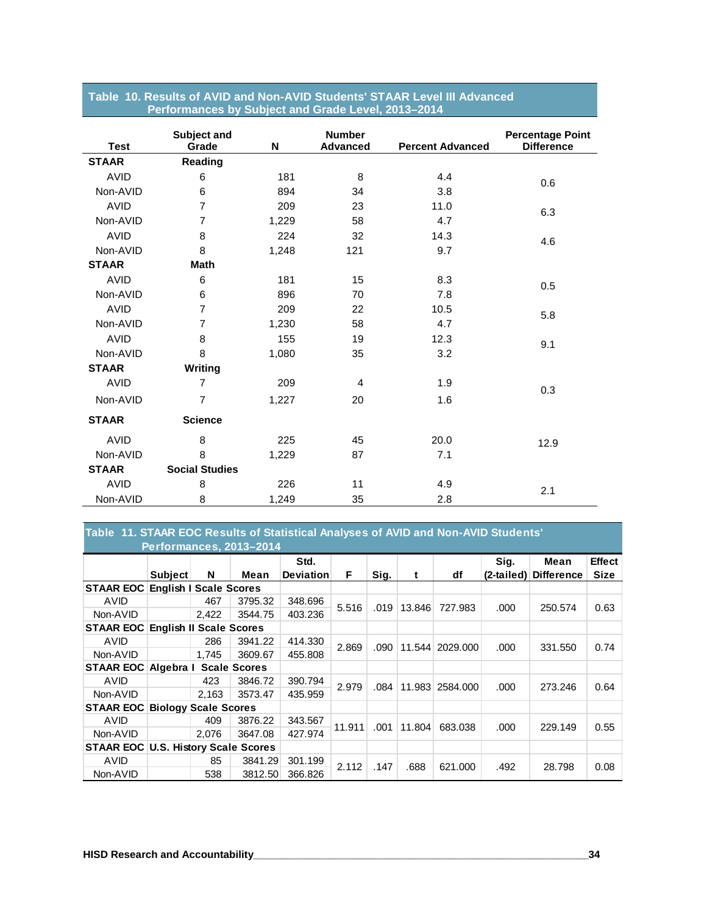**Table 10. Results of AVID and Non-AVID Students' STAAR Level III Advanced Performances by Subject and Grade Level, 2013–2014**

| Test | Subject and Grade | N | Number Advanced | Percent Advanced | Percentage Point Difference |
|---|---|---|---|---|---|
| **STAAR** | **Reading** | | | | |
| AVID | 6 | 181 | 8 | 4.4 | 0.6 |
| Non-AVID | 6 | 894 | 34 | 3.8 | |
| AVID | 7 | 209 | 23 | 11.0 | 6.3 |
| Non-AVID | 7 | 1,229 | 58 | 4.7 | |
| AVID | 8 | 224 | 32 | 14.3 | 4.6 |
| Non-AVID | 8 | 1,248 | 121 | 9.7 | |
| **STAAR** | **Math** | | | | |
| AVID | 6 | 181 | 15 | 8.3 | 0.5 |
| Non-AVID | 6 | 896 | 70 | 7.8 | |
| AVID | 7 | 209 | 22 | 10.5 | 5.8 |
| Non-AVID | 7 | 1,230 | 58 | 4.7 | |
| AVID | 8 | 155 | 19 | 12.3 | 9.1 |
| Non-AVID | 8 | 1,080 | 35 | 3.2 | |
| **STAAR** | **Writing** | | | | |
| AVID | 7 | 209 | 4 | 1.9 | 0.3 |
| Non-AVID | 7 | 1,227 | 20 | 1.6 | |
| **STAAR** | **Science** | | | | |
| AVID | 8 | 225 | 45 | 20.0 | 12.9 |
| Non-AVID | 8 | 1,229 | 87 | 7.1 | |
| **STAAR** | **Social Studies** | | | | |
| AVID | 8 | 226 | 11 | 4.9 | 2.1 |
| Non-AVID | 8 | 1,249 | 35 | 2.8 | |

**Table 11. STAAR EOC Results of Statistical Analyses of AVID and Non-AVID Students' Performances, 2013–2014**

| | Subject | N | Mean | Std. Deviation | F | Sig. | t | df | Sig. (2-tailed) | Mean Difference | Effect Size |
|---|---|---|---|---|---|---|---|---|---|---|---|
| **STAAR EOC** | **English I Scale Scores** | | | | | | | | | | |
| AVID | | 467 | 3795.32 | 348.696 | 5.516 | .019 | 13.846 | 727.983 | .000 | 250.574 | 0.63 |
| Non-AVID | | 2,422 | 3544.75 | 403.236 | | | | | | | |
| **STAAR EOC** | **English II Scale Scores** | | | | | | | | | | |
| AVID | | 286 | 3941.22 | 414.330 | 2.869 | .090 | 11.544 | 2029.000 | .000 | 331.550 | 0.74 |
| Non-AVID | | 1,745 | 3609.67 | 455.808 | | | | | | | |
| **STAAR EOC** | **Algebra I Scale Scores** | | | | | | | | | | |
| AVID | | 423 | 3846.72 | 390.794 | 2.979 | .084 | 11.983 | 2584.000 | .000 | 273.246 | 0.64 |
| Non-AVID | | 2,163 | 3573.47 | 435.959 | | | | | | | |
| **STAAR EOC** | **Biology Scale Scores** | | | | | | | | | | |
| AVID | | 409 | 3876.22 | 343.567 | 11.911 | .001 | 11.804 | 683.038 | .000 | 229.149 | 0.55 |
| Non-AVID | | 2,076 | 3647.08 | 427.974 | | | | | | | |
| **STAAR EOC** | **U.S. History Scale Scores** | | | | | | | | | | |
| AVID | | 85 | 3841.29 | 301.199 | 2.112 | .147 | .688 | 621.000 | .492 | 28.798 | 0.08 |
| Non-AVID | | 538 | 3812.50 | 366.826 | | | | | | | |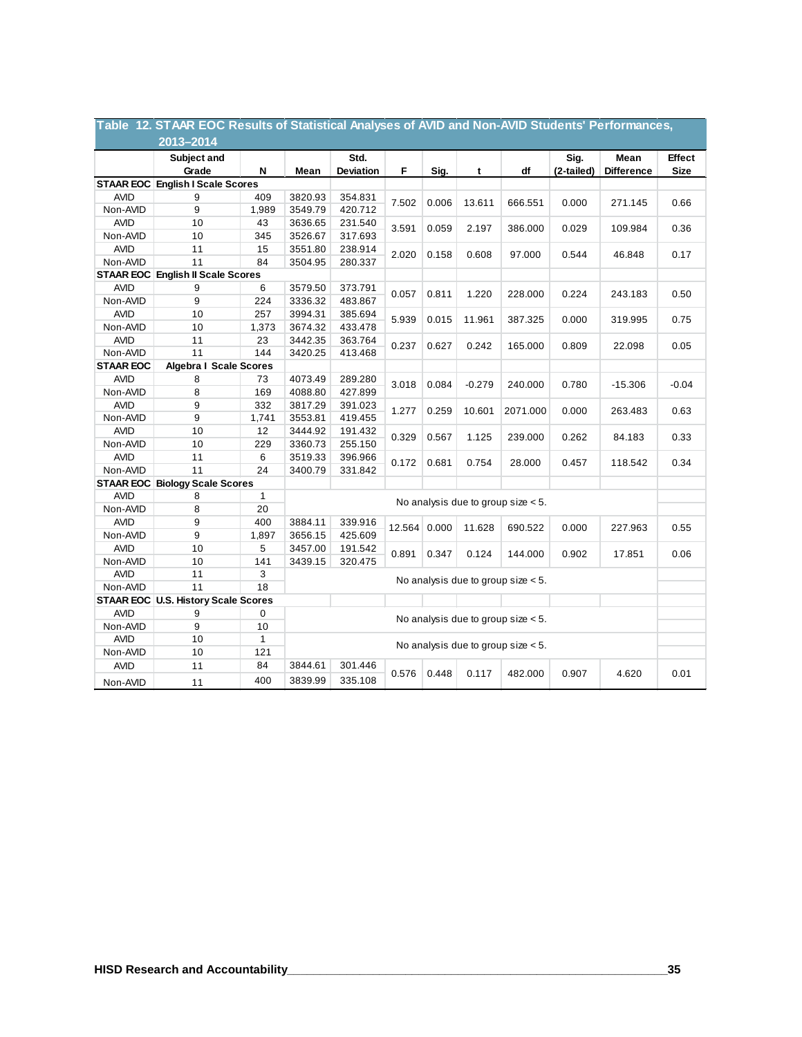**Table 12. STAAR EOC Results of Statistical Analyses of AVID and Non-AVID Students' Performances, 2013–2014**

| | Subject and Grade | N | Mean | Std. Deviation | F | Sig. | t | df | Sig. (2-tailed) | Mean Difference | Effect Size |
|---|---|---|---|---|---|---|---|---|---|---|---|
| **STAAR EOC** | **English I Scale Scores** | | | | | | | | | | |
| AVID | 9 | 409 | 3820.93 | 354.831 | 7.502 | 0.006 | 13.611 | 666.551 | 0.000 | 271.145 | 0.66 |
| Non-AVID | 9 | 1,989 | 3549.79 | 420.712 | | | | | | | |
| AVID | 10 | 43 | 3636.65 | 231.540 | 3.591 | 0.059 | 2.197 | 386.000 | 0.029 | 109.984 | 0.36 |
| Non-AVID | 10 | 345 | 3526.67 | 317.693 | | | | | | | |
| AVID | 11 | 15 | 3551.80 | 238.914 | 2.020 | 0.158 | 0.608 | 97.000 | 0.544 | 46.848 | 0.17 |
| Non-AVID | 11 | 84 | 3504.95 | 280.337 | | | | | | | |
| **STAAR EOC** | **English II Scale Scores** | | | | | | | | | | |
| AVID | 9 | 6 | 3579.50 | 373.791 | 0.057 | 0.811 | 1.220 | 228.000 | 0.224 | 243.183 | 0.50 |
| Non-AVID | 9 | 224 | 3336.32 | 483.867 | | | | | | | |
| AVID | 10 | 257 | 3994.31 | 385.694 | 5.939 | 0.015 | 11.961 | 387.325 | 0.000 | 319.995 | 0.75 |
| Non-AVID | 10 | 1,373 | 3674.32 | 433.478 | | | | | | | |
| AVID | 11 | 23 | 3442.35 | 363.764 | 0.237 | 0.627 | 0.242 | 165.000 | 0.809 | 22.098 | 0.05 |
| Non-AVID | 11 | 144 | 3420.25 | 413.468 | | | | | | | |
| **STAAR EOC** | **Algebra I Scale Scores** | | | | | | | | | | |
| AVID | 8 | 73 | 4073.49 | 289.280 | 3.018 | 0.084 | -0.279 | 240.000 | 0.780 | -15.306 | -0.04 |
| Non-AVID | 8 | 169 | 4088.80 | 427.899 | | | | | | | |
| AVID | 9 | 332 | 3817.29 | 391.023 | 1.277 | 0.259 | 10.601 | 2071.000 | 0.000 | 263.483 | 0.63 |
| Non-AVID | 9 | 1,741 | 3553.81 | 419.455 | | | | | | | |
| AVID | 10 | 12 | 3444.92 | 191.432 | 0.329 | 0.567 | 1.125 | 239.000 | 0.262 | 84.183 | 0.33 |
| Non-AVID | 10 | 229 | 3360.73 | 255.150 | | | | | | | |
| AVID | 11 | 6 | 3519.33 | 396.966 | 0.172 | 0.681 | 0.754 | 28.000 | 0.457 | 118.542 | 0.34 |
| Non-AVID | 11 | 24 | 3400.79 | 331.842 | | | | | | | |
| **STAAR EOC** | **Biology Scale Scores** | | | | | | | | | | |
| AVID | 8 | 1 | No analysis due to group size < 5. | | | | | | | | |
| Non-AVID | 8 | 20 | | | | | | | | | |
| AVID | 9 | 400 | 3884.11 | 339.916 | 12.564 | 0.000 | 11.628 | 690.522 | 0.000 | 227.963 | 0.55 |
| Non-AVID | 9 | 1,897 | 3656.15 | 425.609 | | | | | | | |
| AVID | 10 | 5 | 3457.00 | 191.542 | 0.891 | 0.347 | 0.124 | 144.000 | 0.902 | 17.851 | 0.06 |
| Non-AVID | 10 | 141 | 3439.15 | 320.475 | | | | | | | |
| AVID | 11 | 3 | No analysis due to group size < 5. | | | | | | | | |
| Non-AVID | 11 | 18 | | | | | | | | | |
| **STAAR EOC** | **U.S. History Scale Scores** | | | | | | | | | | |
| AVID | 9 | 0 | No analysis due to group size < 5. | | | | | | | | |
| Non-AVID | 9 | 10 | | | | | | | | | |
| AVID | 10 | 1 | No analysis due to group size < 5. | | | | | | | | |
| Non-AVID | 10 | 121 | | | | | | | | | |
| AVID | 11 | 84 | 3844.61 | 301.446 | 0.576 | 0.448 | 0.117 | 482.000 | 0.907 | 4.620 | 0.01 |
| Non-AVID | 11 | 400 | 3839.99 | 335.108 | | | | | | | |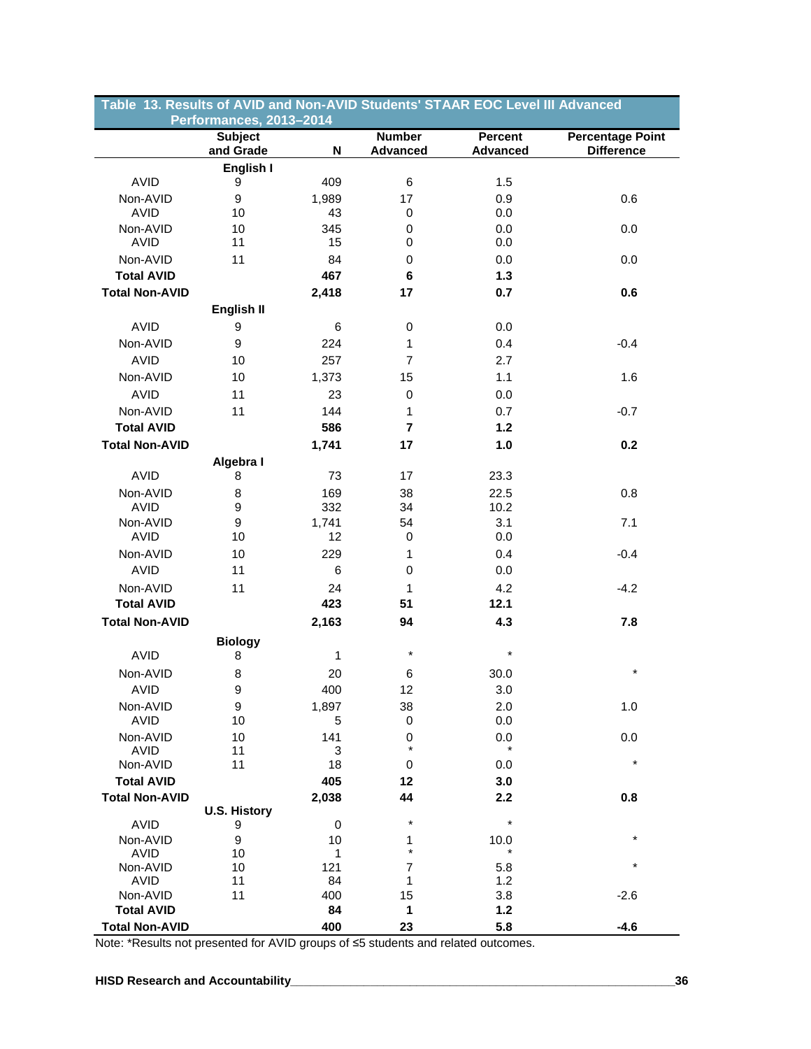**Table 13. Results of AVID and Non-AVID Students' STAAR EOC Level III Advanced Performances, 2013–2014**

| | Subject and Grade | N | Number Advanced | Percent Advanced | Percentage Point Difference |
|---|---|---|---|---|---|
| | **English I** | | | | |
| AVID | 9 | 409 | 6 | 1.5 | |
| Non-AVID | 9 | 1,989 | 17 | 0.9 | 0.6 |
| AVID | 10 | 43 | 0 | 0.0 | |
| Non-AVID | 10 | 345 | 0 | 0.0 | 0.0 |
| AVID | 11 | 15 | 0 | 0.0 | |
| Non-AVID | 11 | 84 | 0 | 0.0 | 0.0 |
| **Total AVID** | | **467** | **6** | **1.3** | |
| **Total Non-AVID** | | **2,418** | **17** | **0.7** | **0.6** |
| | **English II** | | | | |
| AVID | 9 | 6 | 0 | 0.0 | |
| Non-AVID | 9 | 224 | 1 | 0.4 | -0.4 |
| AVID | 10 | 257 | 7 | 2.7 | |
| Non-AVID | 10 | 1,373 | 15 | 1.1 | 1.6 |
| AVID | 11 | 23 | 0 | 0.0 | |
| Non-AVID | 11 | 144 | 1 | 0.7 | -0.7 |
| **Total AVID** | | **586** | **7** | **1.2** | |
| **Total Non-AVID** | | **1,741** | **17** | **1.0** | **0.2** |
| | **Algebra I** | | | | |
| AVID | 8 | 73 | 17 | 23.3 | |
| Non-AVID | 8 | 169 | 38 | 22.5 | 0.8 |
| AVID | 9 | 332 | 34 | 10.2 | |
| Non-AVID | 9 | 1,741 | 54 | 3.1 | 7.1 |
| AVID | 10 | 12 | 0 | 0.0 | |
| Non-AVID | 10 | 229 | 1 | 0.4 | -0.4 |
| AVID | 11 | 6 | 0 | 0.0 | |
| Non-AVID | 11 | 24 | 1 | 4.2 | -4.2 |
| **Total AVID** | | **423** | **51** | **12.1** | |
| **Total Non-AVID** | | **2,163** | **94** | **4.3** | **7.8** |
| | **Biology** | | | | |
| AVID | 8 | 1 | * | * | |
| Non-AVID | 8 | 20 | 6 | 30.0 | * |
| AVID | 9 | 400 | 12 | 3.0 | |
| Non-AVID | 9 | 1,897 | 38 | 2.0 | 1.0 |
| AVID | 10 | 5 | 0 | 0.0 | |
| Non-AVID | 10 | 141 | 0 | 0.0 | 0.0 |
| AVID | 11 | 3 | * | * | |
| Non-AVID | 11 | 18 | 0 | 0.0 | * |
| **Total AVID** | | **405** | **12** | **3.0** | |
| **Total Non-AVID** | | **2,038** | **44** | **2.2** | **0.8** |
| | **U.S. History** | | | | |
| AVID | 9 | 0 | * | * | |
| Non-AVID | 9 | 10 | 1 | 10.0 | * |
| AVID | 10 | 1 | * | * | |
| Non-AVID | 10 | 121 | 7 | 5.8 | * |
| AVID | 11 | 84 | 1 | 1.2 | |
| Non-AVID | 11 | 400 | 15 | 3.8 | -2.6 |
| **Total AVID** | | **84** | **1** | **1.2** | |
| **Total Non-AVID** | | **400** | **23** | **5.8** | **-4.6** |

Note: *Results not presented for AVID groups of ≤5 students and related outcomes.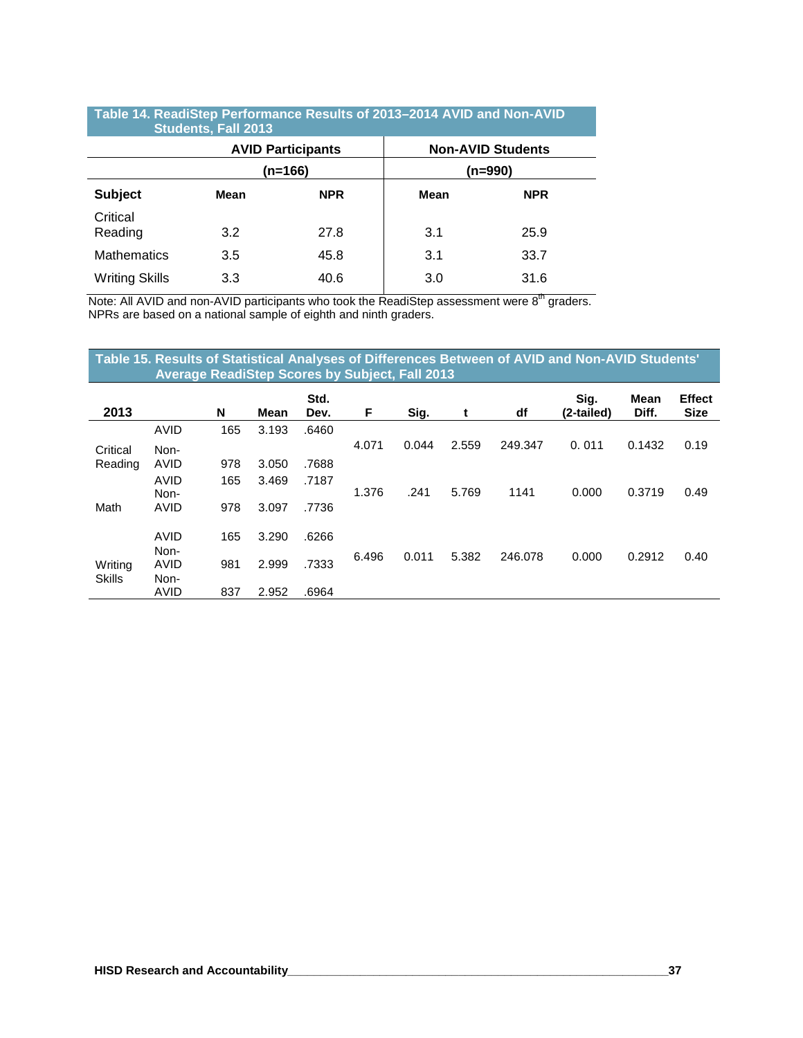**Table 14. ReadiStep Performance Results of 2013–2014 AVID and Non-AVID Students, Fall 2013**

| | AVID Participants (n=166) | | Non-AVID Students (n=990) | |
|---|---|---|---|---|
| **Subject** | **Mean** | **NPR** | **Mean** | **NPR** |
| Critical Reading | 3.2 | 27.8 | 3.1 | 25.9 |
| Mathematics | 3.5 | 45.8 | 3.1 | 33.7 |
| Writing Skills | 3.3 | 40.6 | 3.0 | 31.6 |

Note: All AVID and non-AVID participants who took the ReadiStep assessment were 8th graders. NPRs are based on a national sample of eighth and ninth graders.

**Table 15. Results of Statistical Analyses of Differences Between of AVID and Non-AVID Students' Average ReadiStep Scores by Subject, Fall 2013**

| 2013 | | N | Mean | Std. Dev. | F | Sig. | t | df | Sig. (2-tailed) | Mean Diff. | Effect Size |
|---|---|---|---|---|---|---|---|---|---|---|---|
| Critical Reading | AVID | 165 | 3.193 | .6460 | 4.071 | 0.044 | 2.559 | 249.347 | 0. 011 | 0.1432 | 0.19 |
| | Non-AVID | 978 | 3.050 | .7688 | | | | | | | |
| Math | AVID | 165 | 3.469 | .7187 | 1.376 | .241 | 5.769 | 1141 | 0.000 | 0.3719 | 0.49 |
| | Non-AVID | 978 | 3.097 | .7736 | | | | | | | |
| Writing Skills | AVID | 165 | 3.290 | .6266 | 6.496 | 0.011 | 5.382 | 246.078 | 0.000 | 0.2912 | 0.40 |
| | Non-AVID | 981 | 2.999 | .7333 | | | | | | | |
| | Non-AVID | 837 | 2.952 | .6964 | | | | | | | |